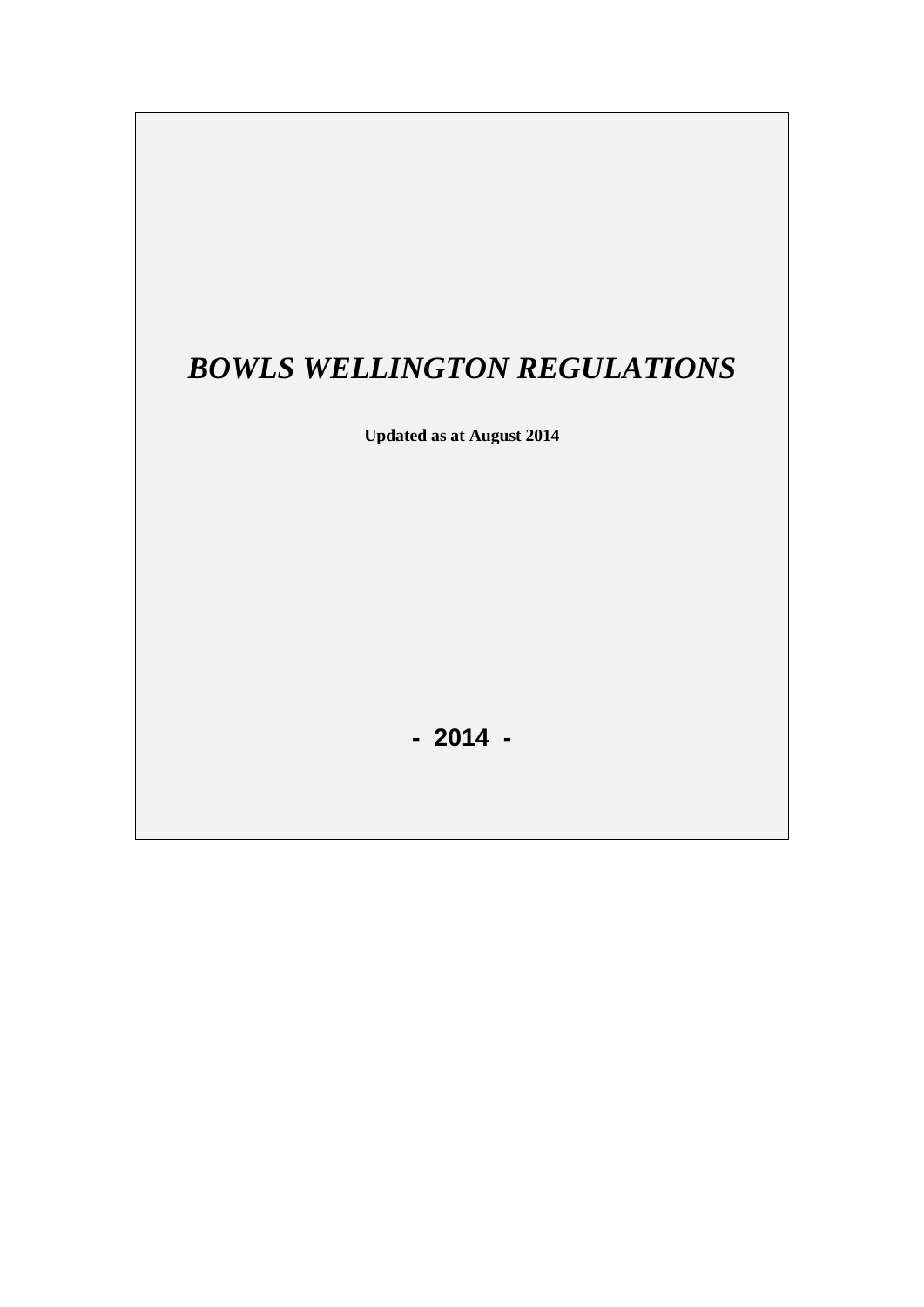# *BOWLS WELLINGTON REGULATIONS*

**Updated as at August 2014**

**- 2014 -**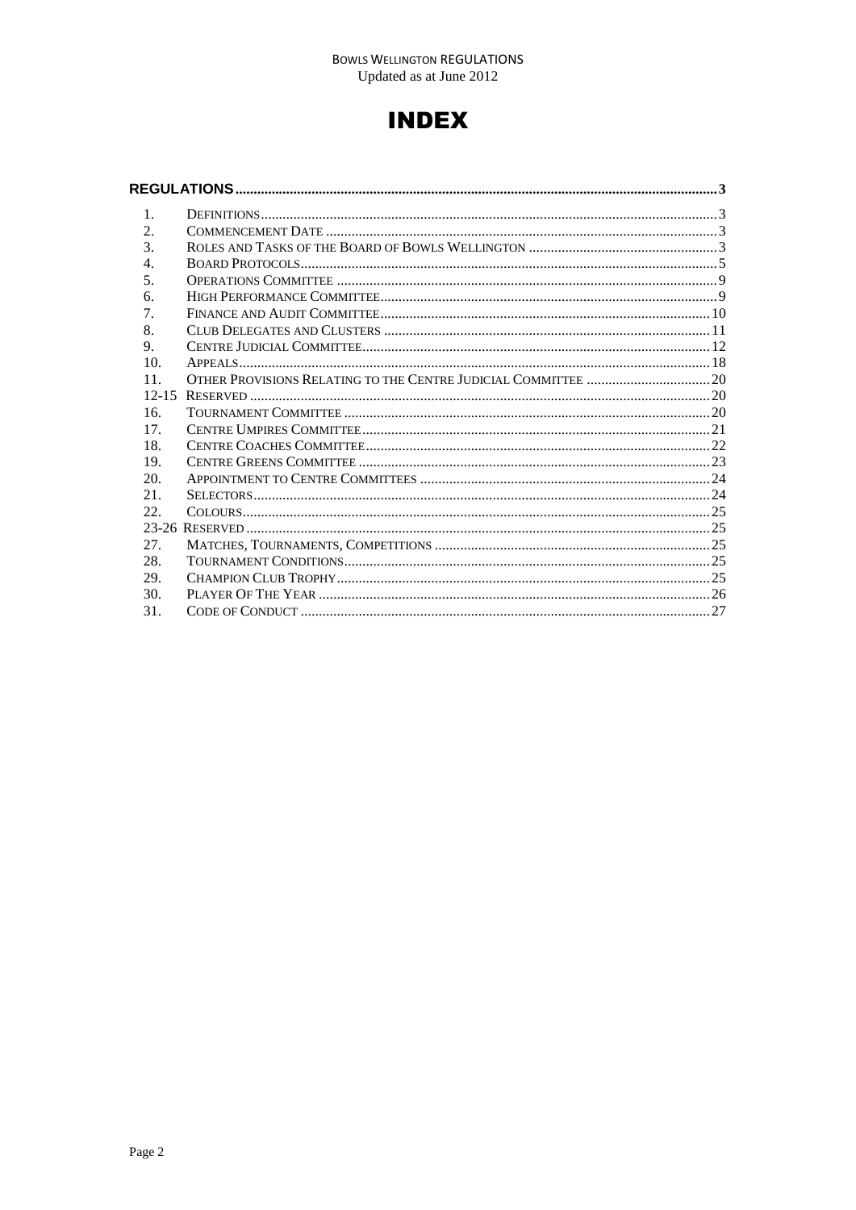# INDEX

| | | |
|---|---|---|
| **REGULATIONS** | | **3** |
| 1. | DEFINITIONS | 3 |
| 2. | COMMENCEMENT DATE | 3 |
| 3. | ROLES AND TASKS OF THE BOARD OF BOWLS WELLINGTON | 3 |
| 4. | BOARD PROTOCOLS | 5 |
| 5. | OPERATIONS COMMITTEE | 9 |
| 6. | HIGH PERFORMANCE COMMITTEE | 9 |
| 7. | FINANCE AND AUDIT COMMITTEE | 10 |
| 8. | CLUB DELEGATES AND CLUSTERS | 11 |
| 9. | CENTRE JUDICIAL COMMITTEE | 12 |
| 10. | APPEALS | 18 |
| 11. | OTHER PROVISIONS RELATING TO THE CENTRE JUDICIAL COMMITTEE | 20 |
| 12-15 | RESERVED | 20 |
| 16. | TOURNAMENT COMMITTEE | 20 |
| 17. | CENTRE UMPIRES COMMITTEE | 21 |
| 18. | CENTRE COACHES COMMITTEE | 22 |
| 19. | CENTRE GREENS COMMITTEE | 23 |
| 20. | APPOINTMENT TO CENTRE COMMITTEES | 24 |
| 21. | SELECTORS | 24 |
| 22. | COLOURS | 25 |
| 23-26 | RESERVED | 25 |
| 27. | MATCHES, TOURNAMENTS, COMPETITIONS | 25 |
| 28. | TOURNAMENT CONDITIONS | 25 |
| 29. | CHAMPION CLUB TROPHY | 25 |
| 30. | PLAYER OF THE YEAR | 26 |
| 31. | CODE OF CONDUCT | 27 |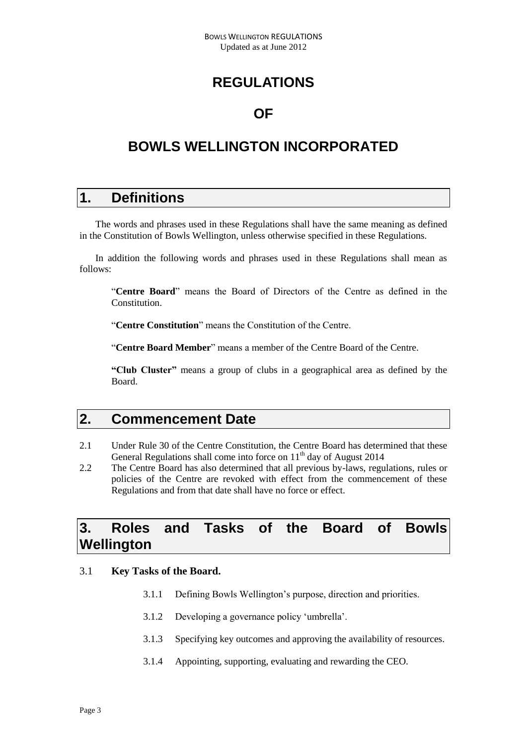# REGULATIONS

# OF

# BOWLS WELLINGTON INCORPORATED

## 1. Definitions

The words and phrases used in these Regulations shall have the same meaning as defined in the Constitution of Bowls Wellington, unless otherwise specified in these Regulations.

In addition the following words and phrases used in these Regulations shall mean as follows:

> "**Centre Board**" means the Board of Directors of the Centre as defined in the Constitution.
>
> "**Centre Constitution**" means the Constitution of the Centre.
>
> "**Centre Board Member**" means a member of the Centre Board of the Centre.
>
> **"Club Cluster"** means a group of clubs in a geographical area as defined by the Board.

## 2. Commencement Date

2.1 Under Rule 30 of the Centre Constitution, the Centre Board has determined that these General Regulations shall come into force on 11th day of August 2014

2.2 The Centre Board has also determined that all previous by-laws, regulations, rules or policies of the Centre are revoked with effect from the commencement of these Regulations and from that date shall have no force or effect.

## 3. Roles and Tasks of the Board of Bowls Wellington

3.1 **Key Tasks of the Board.**

3.1.1 Defining Bowls Wellington's purpose, direction and priorities.

3.1.2 Developing a governance policy 'umbrella'.

3.1.3 Specifying key outcomes and approving the availability of resources.

3.1.4 Appointing, supporting, evaluating and rewarding the CEO.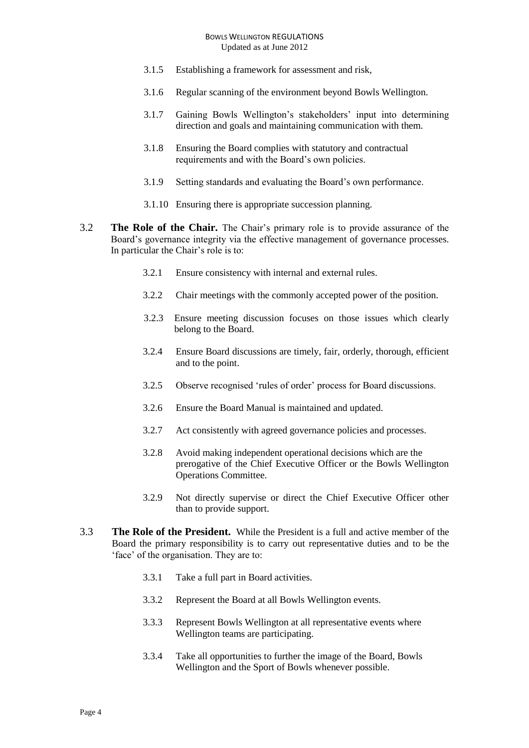3.1.5 Establishing a framework for assessment and risk,

3.1.6 Regular scanning of the environment beyond Bowls Wellington.

3.1.7 Gaining Bowls Wellington's stakeholders' input into determining direction and goals and maintaining communication with them.

3.1.8 Ensuring the Board complies with statutory and contractual requirements and with the Board's own policies.

3.1.9 Setting standards and evaluating the Board's own performance.

3.1.10 Ensuring there is appropriate succession planning.

3.2 **The Role of the Chair.** The Chair's primary role is to provide assurance of the Board's governance integrity via the effective management of governance processes. In particular the Chair's role is to:

3.2.1 Ensure consistency with internal and external rules.

3.2.2 Chair meetings with the commonly accepted power of the position.

3.2.3 Ensure meeting discussion focuses on those issues which clearly belong to the Board.

3.2.4 Ensure Board discussions are timely, fair, orderly, thorough, efficient and to the point.

3.2.5 Observe recognised 'rules of order' process for Board discussions.

3.2.6 Ensure the Board Manual is maintained and updated.

3.2.7 Act consistently with agreed governance policies and processes.

3.2.8 Avoid making independent operational decisions which are the prerogative of the Chief Executive Officer or the Bowls Wellington Operations Committee.

3.2.9 Not directly supervise or direct the Chief Executive Officer other than to provide support.

3.3 **The Role of the President.** While the President is a full and active member of the Board the primary responsibility is to carry out representative duties and to be the 'face' of the organisation. They are to:

3.3.1 Take a full part in Board activities.

3.3.2 Represent the Board at all Bowls Wellington events.

3.3.3 Represent Bowls Wellington at all representative events where Wellington teams are participating.

3.3.4 Take all opportunities to further the image of the Board, Bowls Wellington and the Sport of Bowls whenever possible.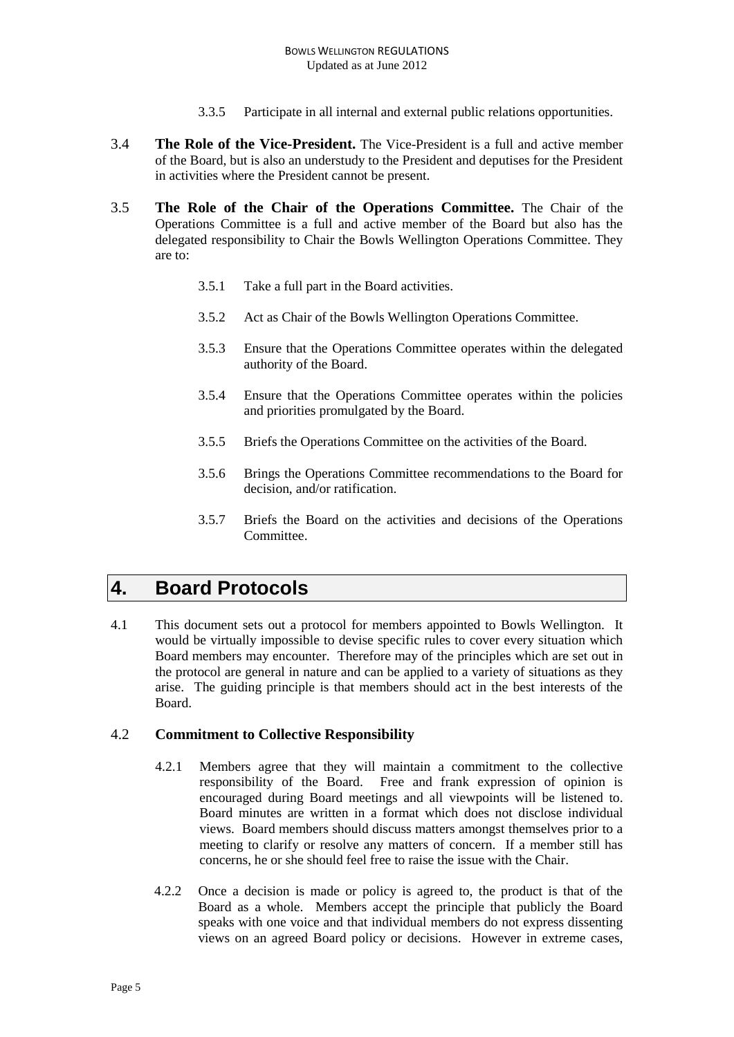3.3.5 Participate in all internal and external public relations opportunities.

3.4 **The Role of the Vice-President.** The Vice-President is a full and active member of the Board, but is also an understudy to the President and deputises for the President in activities where the President cannot be present.

3.5 **The Role of the Chair of the Operations Committee.** The Chair of the Operations Committee is a full and active member of the Board but also has the delegated responsibility to Chair the Bowls Wellington Operations Committee. They are to:

3.5.1 Take a full part in the Board activities.

3.5.2 Act as Chair of the Bowls Wellington Operations Committee.

3.5.3 Ensure that the Operations Committee operates within the delegated authority of the Board.

3.5.4 Ensure that the Operations Committee operates within the policies and priorities promulgated by the Board.

3.5.5 Briefs the Operations Committee on the activities of the Board.

3.5.6 Brings the Operations Committee recommendations to the Board for decision, and/or ratification.

3.5.7 Briefs the Board on the activities and decisions of the Operations Committee.

# 4. Board Protocols

4.1 This document sets out a protocol for members appointed to Bowls Wellington. It would be virtually impossible to devise specific rules to cover every situation which Board members may encounter. Therefore may of the principles which are set out in the protocol are general in nature and can be applied to a variety of situations as they arise. The guiding principle is that members should act in the best interests of the Board.

4.2 **Commitment to Collective Responsibility**

4.2.1 Members agree that they will maintain a commitment to the collective responsibility of the Board. Free and frank expression of opinion is encouraged during Board meetings and all viewpoints will be listened to. Board minutes are written in a format which does not disclose individual views. Board members should discuss matters amongst themselves prior to a meeting to clarify or resolve any matters of concern. If a member still has concerns, he or she should feel free to raise the issue with the Chair.

4.2.2 Once a decision is made or policy is agreed to, the product is that of the Board as a whole. Members accept the principle that publicly the Board speaks with one voice and that individual members do not express dissenting views on an agreed Board policy or decisions. However in extreme cases,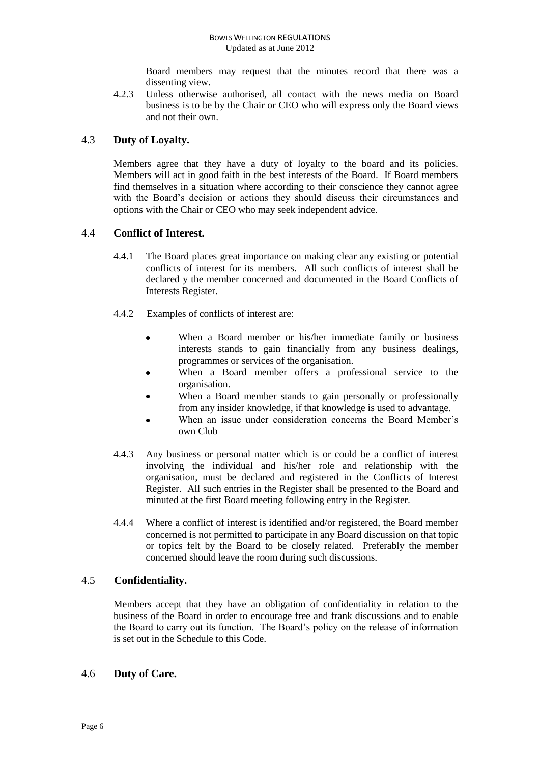Board members may request that the minutes record that there was a dissenting view.

4.2.3 Unless otherwise authorised, all contact with the news media on Board business is to be by the Chair or CEO who will express only the Board views and not their own.

## 4.3 Duty of Loyalty.

Members agree that they have a duty of loyalty to the board and its policies. Members will act in good faith in the best interests of the Board. If Board members find themselves in a situation where according to their conscience they cannot agree with the Board's decision or actions they should discuss their circumstances and options with the Chair or CEO who may seek independent advice.

## 4.4 Conflict of Interest.

4.4.1 The Board places great importance on making clear any existing or potential conflicts of interest for its members. All such conflicts of interest shall be declared y the member concerned and documented in the Board Conflicts of Interests Register.

4.4.2 Examples of conflicts of interest are:

- When a Board member or his/her immediate family or business interests stands to gain financially from any business dealings, programmes or services of the organisation.
- When a Board member offers a professional service to the organisation.
- When a Board member stands to gain personally or professionally from any insider knowledge, if that knowledge is used to advantage.
- When an issue under consideration concerns the Board Member's own Club

4.4.3 Any business or personal matter which is or could be a conflict of interest involving the individual and his/her role and relationship with the organisation, must be declared and registered in the Conflicts of Interest Register. All such entries in the Register shall be presented to the Board and minuted at the first Board meeting following entry in the Register.

4.4.4 Where a conflict of interest is identified and/or registered, the Board member concerned is not permitted to participate in any Board discussion on that topic or topics felt by the Board to be closely related. Preferably the member concerned should leave the room during such discussions.

## 4.5 Confidentiality.

Members accept that they have an obligation of confidentiality in relation to the business of the Board in order to encourage free and frank discussions and to enable the Board to carry out its function. The Board's policy on the release of information is set out in the Schedule to this Code.

## 4.6 Duty of Care.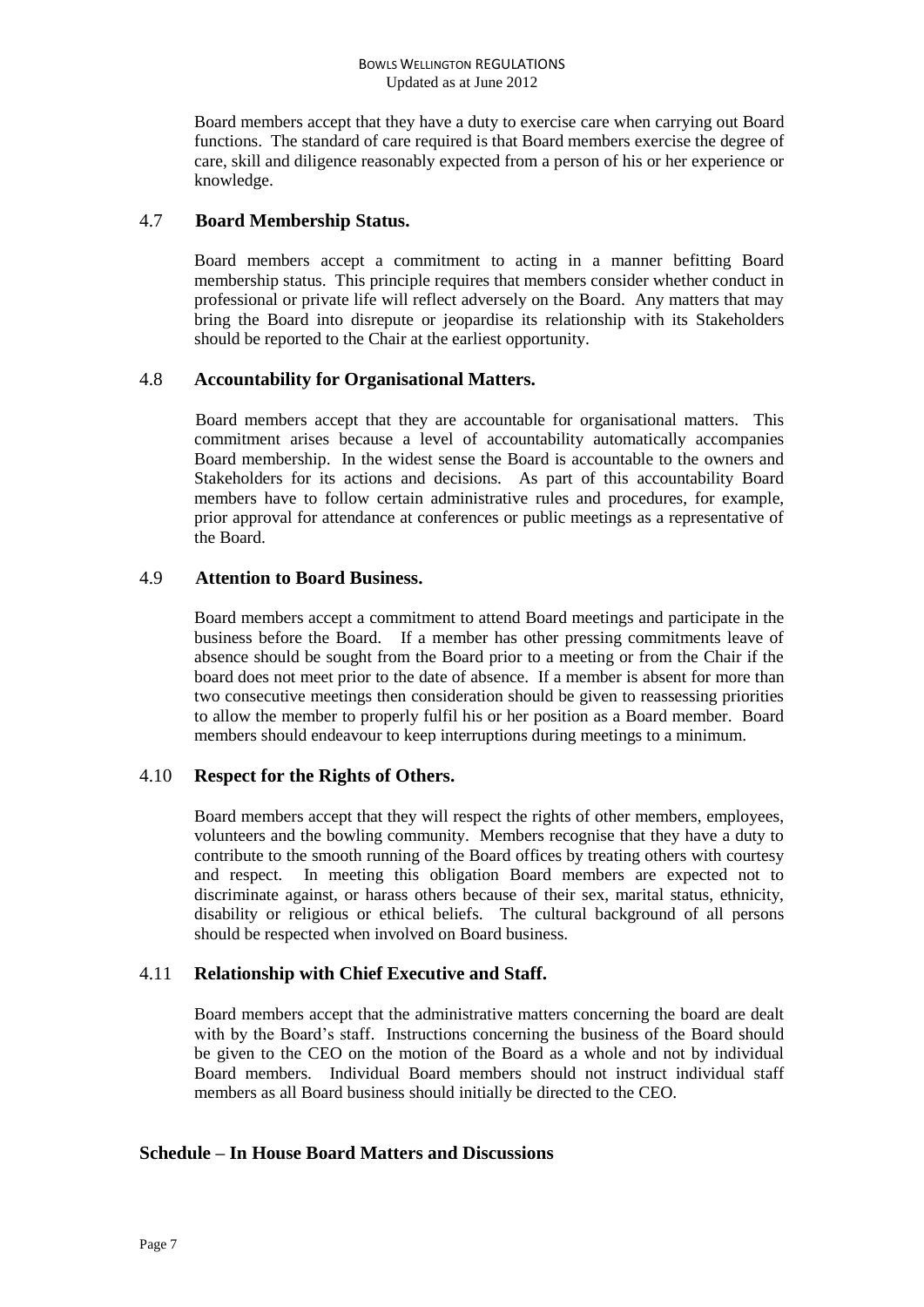Board members accept that they have a duty to exercise care when carrying out Board functions. The standard of care required is that Board members exercise the degree of care, skill and diligence reasonably expected from a person of his or her experience or knowledge.

### 4.7 Board Membership Status.

Board members accept a commitment to acting in a manner befitting Board membership status. This principle requires that members consider whether conduct in professional or private life will reflect adversely on the Board. Any matters that may bring the Board into disrepute or jeopardise its relationship with its Stakeholders should be reported to the Chair at the earliest opportunity.

### 4.8 Accountability for Organisational Matters.

Board members accept that they are accountable for organisational matters. This commitment arises because a level of accountability automatically accompanies Board membership. In the widest sense the Board is accountable to the owners and Stakeholders for its actions and decisions. As part of this accountability Board members have to follow certain administrative rules and procedures, for example, prior approval for attendance at conferences or public meetings as a representative of the Board.

### 4.9 Attention to Board Business.

Board members accept a commitment to attend Board meetings and participate in the business before the Board. If a member has other pressing commitments leave of absence should be sought from the Board prior to a meeting or from the Chair if the board does not meet prior to the date of absence. If a member is absent for more than two consecutive meetings then consideration should be given to reassessing priorities to allow the member to properly fulfil his or her position as a Board member. Board members should endeavour to keep interruptions during meetings to a minimum.

### 4.10 Respect for the Rights of Others.

Board members accept that they will respect the rights of other members, employees, volunteers and the bowling community. Members recognise that they have a duty to contribute to the smooth running of the Board offices by treating others with courtesy and respect. In meeting this obligation Board members are expected not to discriminate against, or harass others because of their sex, marital status, ethnicity, disability or religious or ethical beliefs. The cultural background of all persons should be respected when involved on Board business.

### 4.11 Relationship with Chief Executive and Staff.

Board members accept that the administrative matters concerning the board are dealt with by the Board's staff. Instructions concerning the business of the Board should be given to the CEO on the motion of the Board as a whole and not by individual Board members. Individual Board members should not instruct individual staff members as all Board business should initially be directed to the CEO.

## Schedule – In House Board Matters and Discussions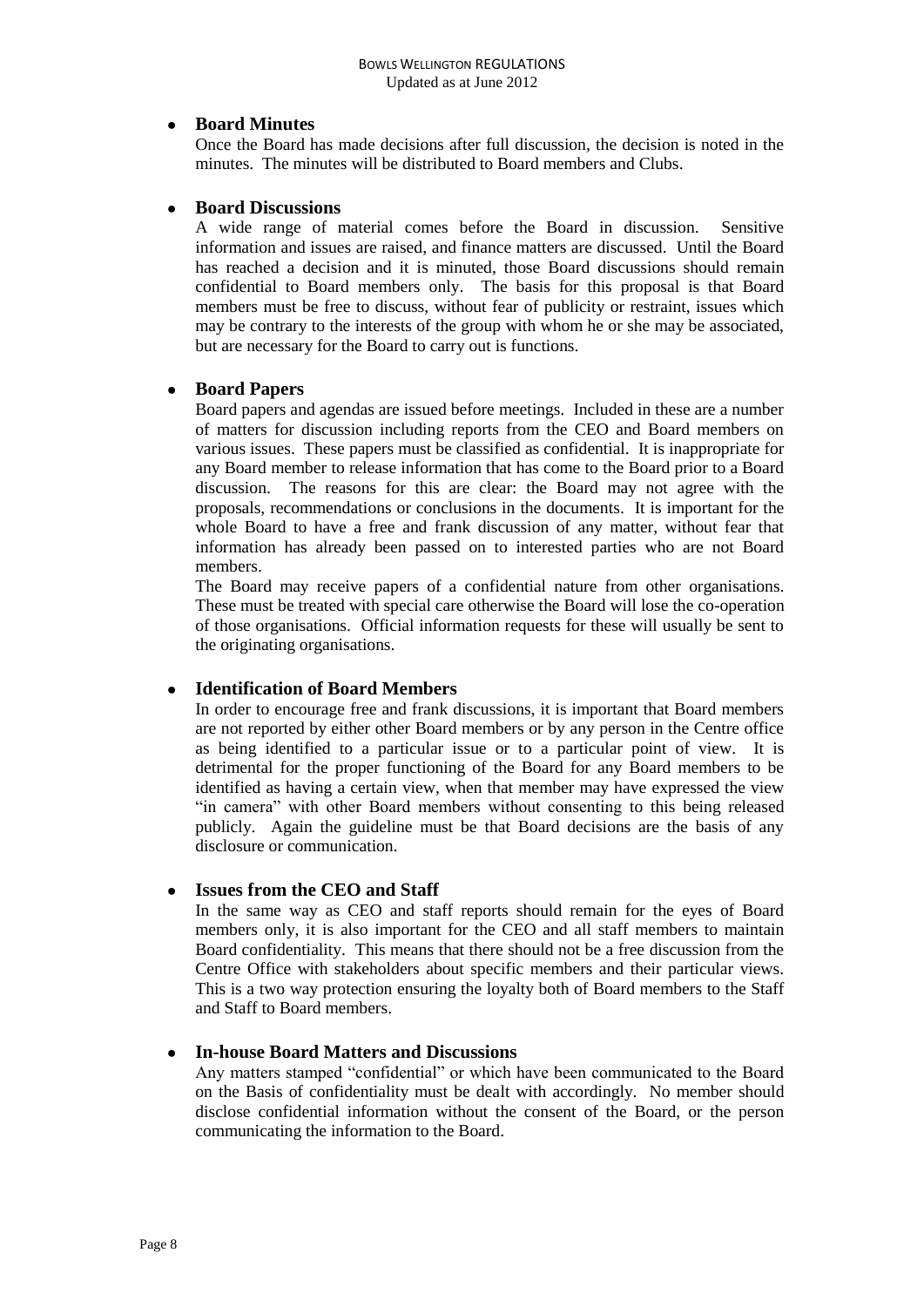- **Board Minutes**

  Once the Board has made decisions after full discussion, the decision is noted in the minutes. The minutes will be distributed to Board members and Clubs.

- **Board Discussions**

  A wide range of material comes before the Board in discussion. Sensitive information and issues are raised, and finance matters are discussed. Until the Board has reached a decision and it is minuted, those Board discussions should remain confidential to Board members only. The basis for this proposal is that Board members must be free to discuss, without fear of publicity or restraint, issues which may be contrary to the interests of the group with whom he or she may be associated, but are necessary for the Board to carry out is functions.

- **Board Papers**

  Board papers and agendas are issued before meetings. Included in these are a number of matters for discussion including reports from the CEO and Board members on various issues. These papers must be classified as confidential. It is inappropriate for any Board member to release information that has come to the Board prior to a Board discussion. The reasons for this are clear: the Board may not agree with the proposals, recommendations or conclusions in the documents. It is important for the whole Board to have a free and frank discussion of any matter, without fear that information has already been passed on to interested parties who are not Board members.

  The Board may receive papers of a confidential nature from other organisations. These must be treated with special care otherwise the Board will lose the co-operation of those organisations. Official information requests for these will usually be sent to the originating organisations.

- **Identification of Board Members**

  In order to encourage free and frank discussions, it is important that Board members are not reported by either other Board members or by any person in the Centre office as being identified to a particular issue or to a particular point of view. It is detrimental for the proper functioning of the Board for any Board members to be identified as having a certain view, when that member may have expressed the view "in camera" with other Board members without consenting to this being released publicly. Again the guideline must be that Board decisions are the basis of any disclosure or communication.

- **Issues from the CEO and Staff**

  In the same way as CEO and staff reports should remain for the eyes of Board members only, it is also important for the CEO and all staff members to maintain Board confidentiality. This means that there should not be a free discussion from the Centre Office with stakeholders about specific members and their particular views. This is a two way protection ensuring the loyalty both of Board members to the Staff and Staff to Board members.

- **In-house Board Matters and Discussions**

  Any matters stamped "confidential" or which have been communicated to the Board on the Basis of confidentiality must be dealt with accordingly. No member should disclose confidential information without the consent of the Board, or the person communicating the information to the Board.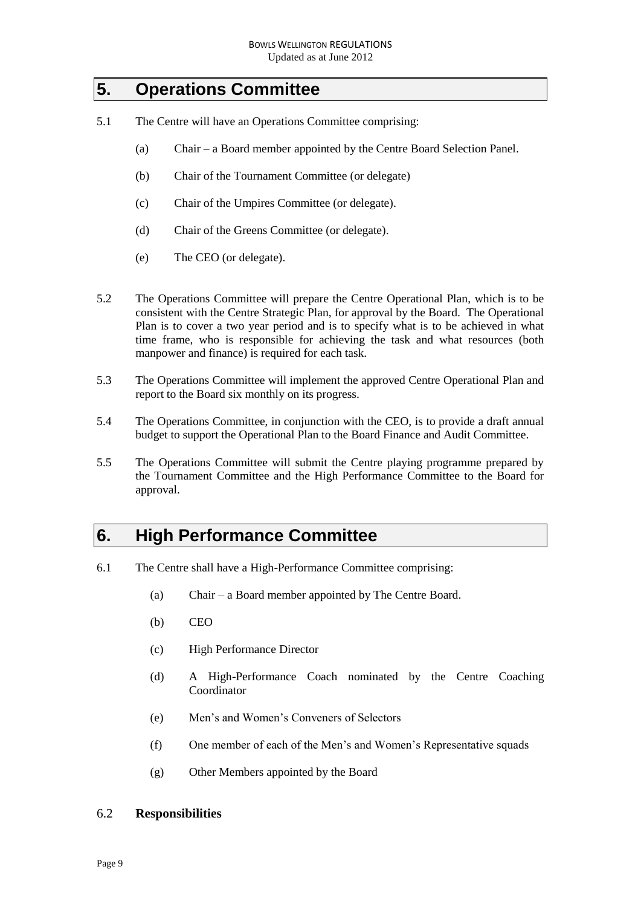# 5. Operations Committee

5.1 The Centre will have an Operations Committee comprising:

(a) Chair – a Board member appointed by the Centre Board Selection Panel.

(b) Chair of the Tournament Committee (or delegate)

(c) Chair of the Umpires Committee (or delegate).

(d) Chair of the Greens Committee (or delegate).

(e) The CEO (or delegate).

5.2 The Operations Committee will prepare the Centre Operational Plan, which is to be consistent with the Centre Strategic Plan, for approval by the Board. The Operational Plan is to cover a two year period and is to specify what is to be achieved in what time frame, who is responsible for achieving the task and what resources (both manpower and finance) is required for each task.

5.3 The Operations Committee will implement the approved Centre Operational Plan and report to the Board six monthly on its progress.

5.4 The Operations Committee, in conjunction with the CEO, is to provide a draft annual budget to support the Operational Plan to the Board Finance and Audit Committee.

5.5 The Operations Committee will submit the Centre playing programme prepared by the Tournament Committee and the High Performance Committee to the Board for approval.

# 6. High Performance Committee

6.1 The Centre shall have a High-Performance Committee comprising:

(a) Chair – a Board member appointed by The Centre Board.

(b) CEO

(c) High Performance Director

(d) A High-Performance Coach nominated by the Centre Coaching Coordinator

(e) Men's and Women's Conveners of Selectors

(f) One member of each of the Men's and Women's Representative squads

(g) Other Members appointed by the Board

6.2 **Responsibilities**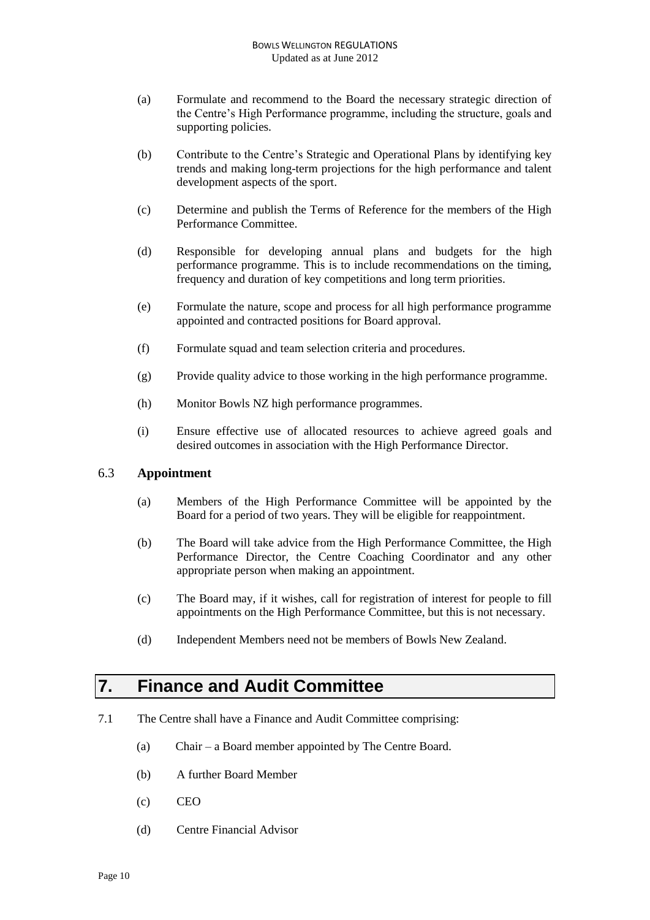(a) Formulate and recommend to the Board the necessary strategic direction of the Centre's High Performance programme, including the structure, goals and supporting policies.

(b) Contribute to the Centre's Strategic and Operational Plans by identifying key trends and making long-term projections for the high performance and talent development aspects of the sport.

(c) Determine and publish the Terms of Reference for the members of the High Performance Committee.

(d) Responsible for developing annual plans and budgets for the high performance programme. This is to include recommendations on the timing, frequency and duration of key competitions and long term priorities.

(e) Formulate the nature, scope and process for all high performance programme appointed and contracted positions for Board approval.

(f) Formulate squad and team selection criteria and procedures.

(g) Provide quality advice to those working in the high performance programme.

(h) Monitor Bowls NZ high performance programmes.

(i) Ensure effective use of allocated resources to achieve agreed goals and desired outcomes in association with the High Performance Director.

### 6.3 **Appointment**

(a) Members of the High Performance Committee will be appointed by the Board for a period of two years. They will be eligible for reappointment.

(b) The Board will take advice from the High Performance Committee, the High Performance Director, the Centre Coaching Coordinator and any other appropriate person when making an appointment.

(c) The Board may, if it wishes, call for registration of interest for people to fill appointments on the High Performance Committee, but this is not necessary.

(d) Independent Members need not be members of Bowls New Zealand.

## 7. Finance and Audit Committee

7.1 The Centre shall have a Finance and Audit Committee comprising:

(a) Chair – a Board member appointed by The Centre Board.

(b) A further Board Member

(c) CEO

(d) Centre Financial Advisor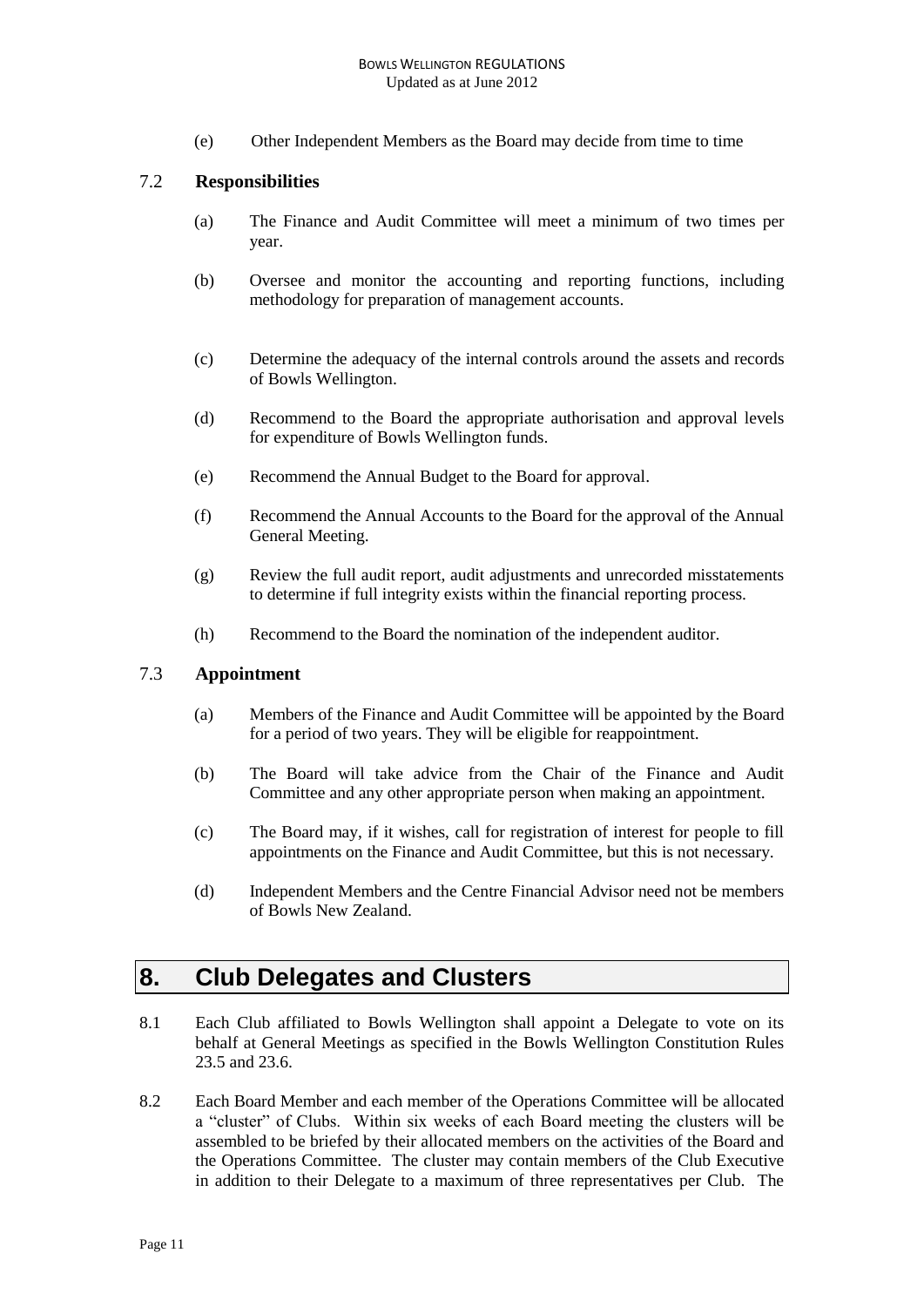(e) Other Independent Members as the Board may decide from time to time

### 7.2 Responsibilities

(a) The Finance and Audit Committee will meet a minimum of two times per year.

(b) Oversee and monitor the accounting and reporting functions, including methodology for preparation of management accounts.

(c) Determine the adequacy of the internal controls around the assets and records of Bowls Wellington.

(d) Recommend to the Board the appropriate authorisation and approval levels for expenditure of Bowls Wellington funds.

(e) Recommend the Annual Budget to the Board for approval.

(f) Recommend the Annual Accounts to the Board for the approval of the Annual General Meeting.

(g) Review the full audit report, audit adjustments and unrecorded misstatements to determine if full integrity exists within the financial reporting process.

(h) Recommend to the Board the nomination of the independent auditor.

### 7.3 Appointment

(a) Members of the Finance and Audit Committee will be appointed by the Board for a period of two years. They will be eligible for reappointment.

(b) The Board will take advice from the Chair of the Finance and Audit Committee and any other appropriate person when making an appointment.

(c) The Board may, if it wishes, call for registration of interest for people to fill appointments on the Finance and Audit Committee, but this is not necessary.

(d) Independent Members and the Centre Financial Advisor need not be members of Bowls New Zealand.

## 8. Club Delegates and Clusters

8.1 Each Club affiliated to Bowls Wellington shall appoint a Delegate to vote on its behalf at General Meetings as specified in the Bowls Wellington Constitution Rules 23.5 and 23.6.

8.2 Each Board Member and each member of the Operations Committee will be allocated a "cluster" of Clubs. Within six weeks of each Board meeting the clusters will be assembled to be briefed by their allocated members on the activities of the Board and the Operations Committee. The cluster may contain members of the Club Executive in addition to their Delegate to a maximum of three representatives per Club. The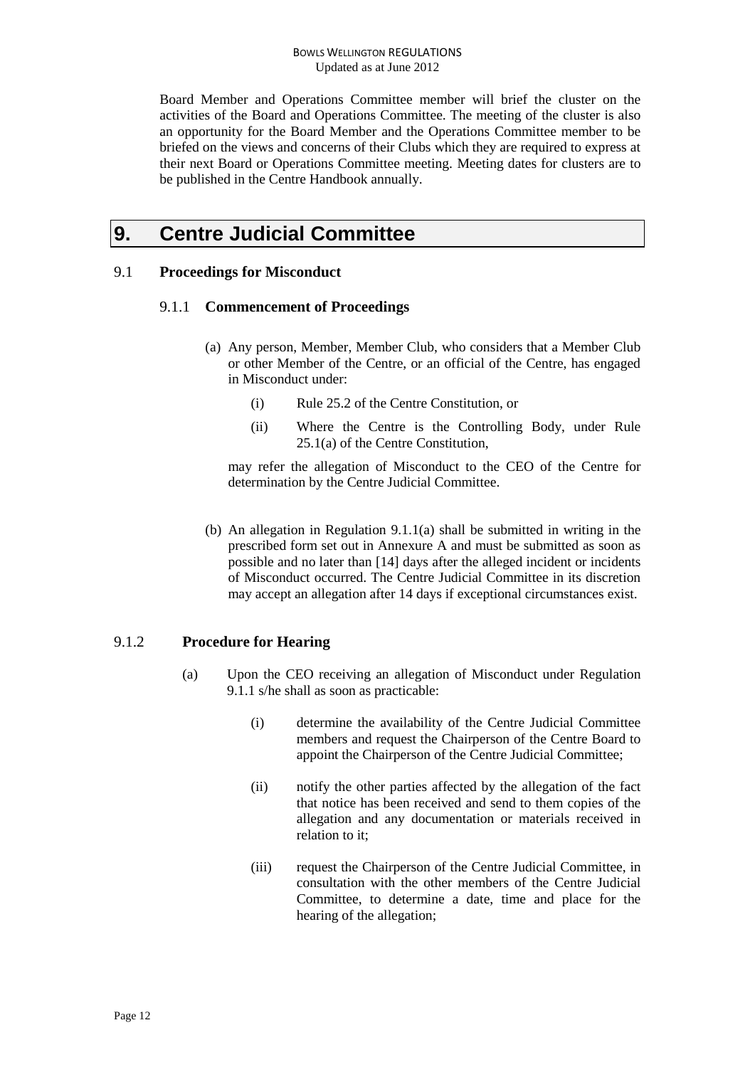Board Member and Operations Committee member will brief the cluster on the activities of the Board and Operations Committee. The meeting of the cluster is also an opportunity for the Board Member and the Operations Committee member to be briefed on the views and concerns of their Clubs which they are required to express at their next Board or Operations Committee meeting. Meeting dates for clusters are to be published in the Centre Handbook annually.

# 9. Centre Judicial Committee

## 9.1 Proceedings for Misconduct

### 9.1.1 Commencement of Proceedings

(a) Any person, Member, Member Club, who considers that a Member Club or other Member of the Centre, or an official of the Centre, has engaged in Misconduct under:

   (i) Rule 25.2 of the Centre Constitution, or

   (ii) Where the Centre is the Controlling Body, under Rule 25.1(a) of the Centre Constitution,

   may refer the allegation of Misconduct to the CEO of the Centre for determination by the Centre Judicial Committee.

(b) An allegation in Regulation 9.1.1(a) shall be submitted in writing in the prescribed form set out in Annexure A and must be submitted as soon as possible and no later than [14] days after the alleged incident or incidents of Misconduct occurred. The Centre Judicial Committee in its discretion may accept an allegation after 14 days if exceptional circumstances exist.

### 9.1.2 Procedure for Hearing

(a) Upon the CEO receiving an allegation of Misconduct under Regulation 9.1.1 s/he shall as soon as practicable:

   (i) determine the availability of the Centre Judicial Committee members and request the Chairperson of the Centre Board to appoint the Chairperson of the Centre Judicial Committee;

   (ii) notify the other parties affected by the allegation of the fact that notice has been received and send to them copies of the allegation and any documentation or materials received in relation to it;

   (iii) request the Chairperson of the Centre Judicial Committee, in consultation with the other members of the Centre Judicial Committee, to determine a date, time and place for the hearing of the allegation;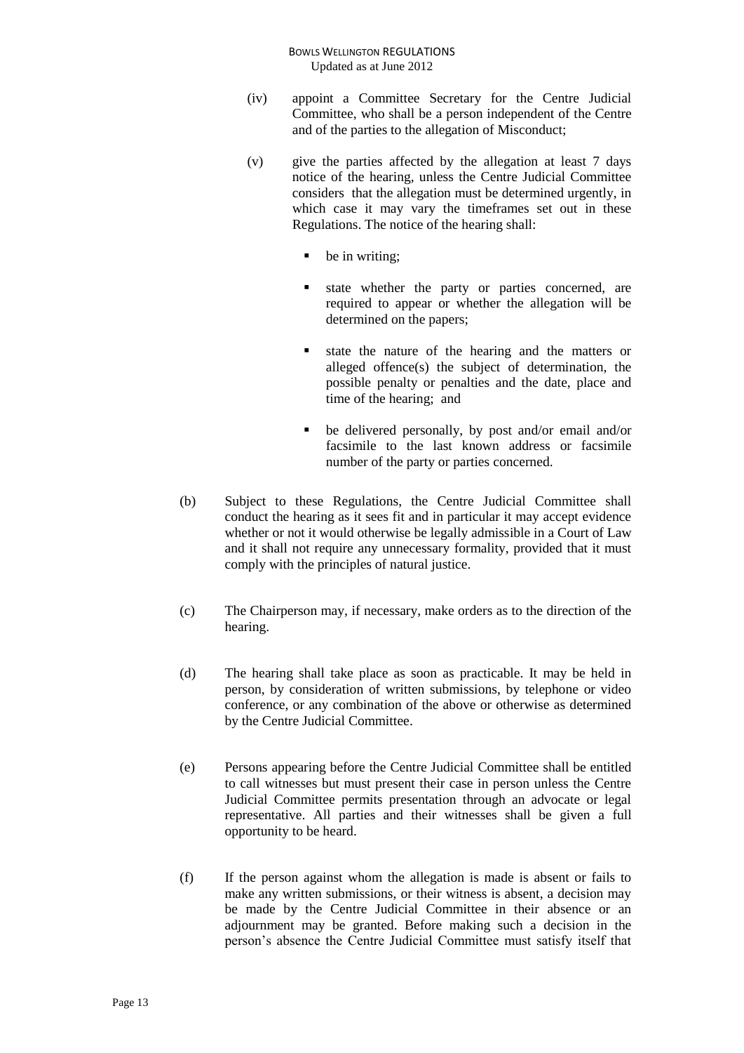(iv) appoint a Committee Secretary for the Centre Judicial Committee, who shall be a person independent of the Centre and of the parties to the allegation of Misconduct;

(v) give the parties affected by the allegation at least 7 days notice of the hearing, unless the Centre Judicial Committee considers that the allegation must be determined urgently, in which case it may vary the timeframes set out in these Regulations. The notice of the hearing shall:

- be in writing;
- state whether the party or parties concerned, are required to appear or whether the allegation will be determined on the papers;
- state the nature of the hearing and the matters or alleged offence(s) the subject of determination, the possible penalty or penalties and the date, place and time of the hearing; and
- be delivered personally, by post and/or email and/or facsimile to the last known address or facsimile number of the party or parties concerned.

(b) Subject to these Regulations, the Centre Judicial Committee shall conduct the hearing as it sees fit and in particular it may accept evidence whether or not it would otherwise be legally admissible in a Court of Law and it shall not require any unnecessary formality, provided that it must comply with the principles of natural justice.

(c) The Chairperson may, if necessary, make orders as to the direction of the hearing.

(d) The hearing shall take place as soon as practicable. It may be held in person, by consideration of written submissions, by telephone or video conference, or any combination of the above or otherwise as determined by the Centre Judicial Committee.

(e) Persons appearing before the Centre Judicial Committee shall be entitled to call witnesses but must present their case in person unless the Centre Judicial Committee permits presentation through an advocate or legal representative. All parties and their witnesses shall be given a full opportunity to be heard.

(f) If the person against whom the allegation is made is absent or fails to make any written submissions, or their witness is absent, a decision may be made by the Centre Judicial Committee in their absence or an adjournment may be granted. Before making such a decision in the person's absence the Centre Judicial Committee must satisfy itself that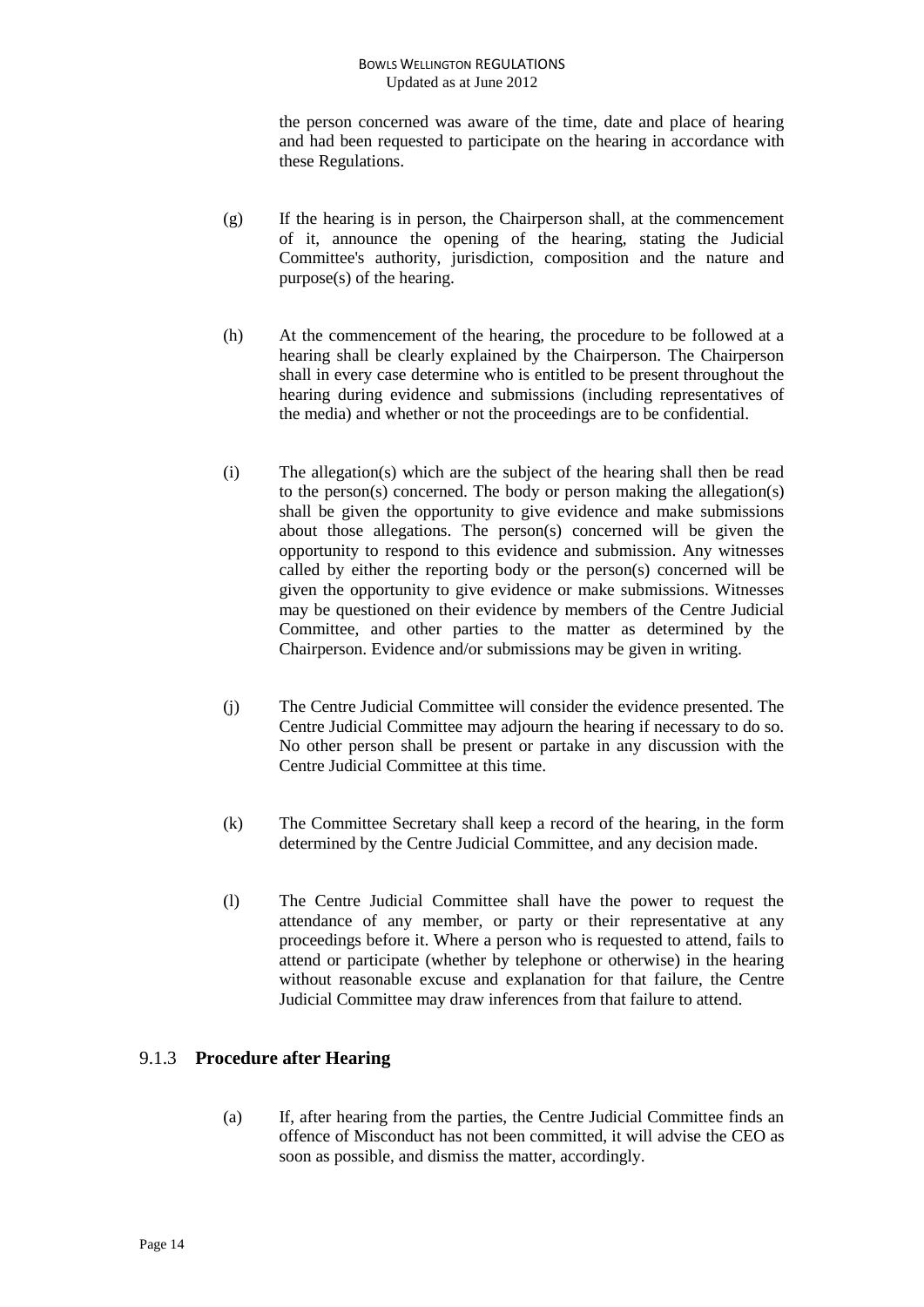the person concerned was aware of the time, date and place of hearing and had been requested to participate on the hearing in accordance with these Regulations.

(g) If the hearing is in person, the Chairperson shall, at the commencement of it, announce the opening of the hearing, stating the Judicial Committee's authority, jurisdiction, composition and the nature and purpose(s) of the hearing.

(h) At the commencement of the hearing, the procedure to be followed at a hearing shall be clearly explained by the Chairperson. The Chairperson shall in every case determine who is entitled to be present throughout the hearing during evidence and submissions (including representatives of the media) and whether or not the proceedings are to be confidential.

(i) The allegation(s) which are the subject of the hearing shall then be read to the person(s) concerned. The body or person making the allegation(s) shall be given the opportunity to give evidence and make submissions about those allegations. The person(s) concerned will be given the opportunity to respond to this evidence and submission. Any witnesses called by either the reporting body or the person(s) concerned will be given the opportunity to give evidence or make submissions. Witnesses may be questioned on their evidence by members of the Centre Judicial Committee, and other parties to the matter as determined by the Chairperson. Evidence and/or submissions may be given in writing.

(j) The Centre Judicial Committee will consider the evidence presented. The Centre Judicial Committee may adjourn the hearing if necessary to do so. No other person shall be present or partake in any discussion with the Centre Judicial Committee at this time.

(k) The Committee Secretary shall keep a record of the hearing, in the form determined by the Centre Judicial Committee, and any decision made.

(l) The Centre Judicial Committee shall have the power to request the attendance of any member, or party or their representative at any proceedings before it. Where a person who is requested to attend, fails to attend or participate (whether by telephone or otherwise) in the hearing without reasonable excuse and explanation for that failure, the Centre Judicial Committee may draw inferences from that failure to attend.

### 9.1.3 **Procedure after Hearing**

(a) If, after hearing from the parties, the Centre Judicial Committee finds an offence of Misconduct has not been committed, it will advise the CEO as soon as possible, and dismiss the matter, accordingly.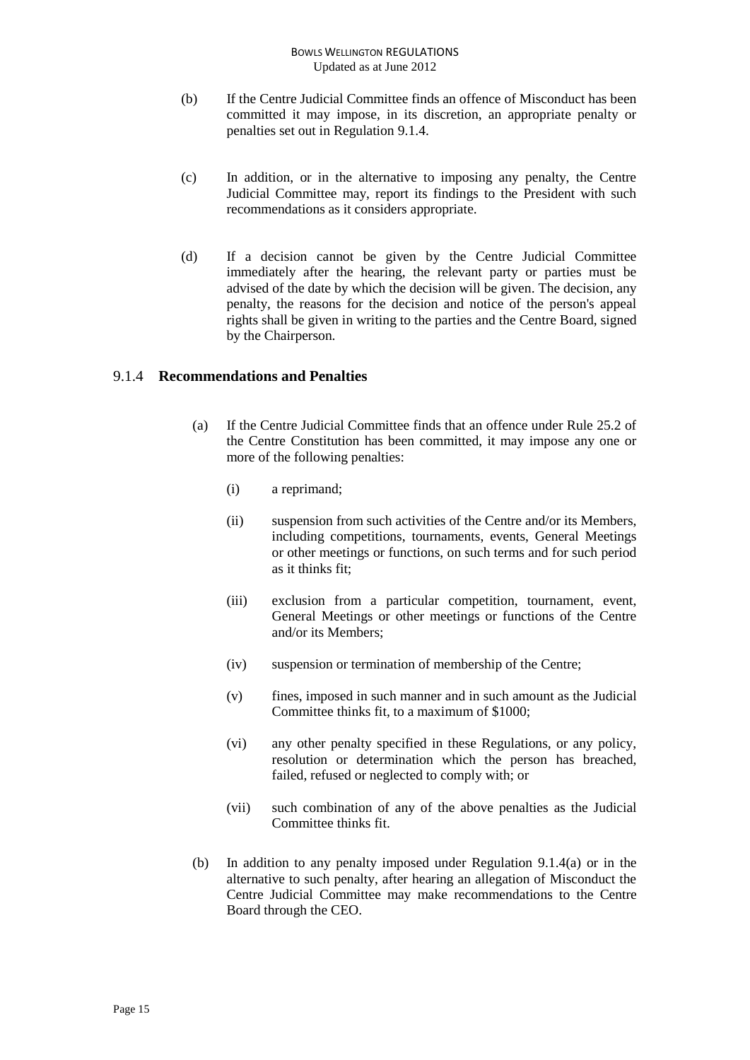(b) If the Centre Judicial Committee finds an offence of Misconduct has been committed it may impose, in its discretion, an appropriate penalty or penalties set out in Regulation 9.1.4.

(c) In addition, or in the alternative to imposing any penalty, the Centre Judicial Committee may, report its findings to the President with such recommendations as it considers appropriate.

(d) If a decision cannot be given by the Centre Judicial Committee immediately after the hearing, the relevant party or parties must be advised of the date by which the decision will be given. The decision, any penalty, the reasons for the decision and notice of the person's appeal rights shall be given in writing to the parties and the Centre Board, signed by the Chairperson.

### 9.1.4 **Recommendations and Penalties**

(a) If the Centre Judicial Committee finds that an offence under Rule 25.2 of the Centre Constitution has been committed, it may impose any one or more of the following penalties:

(i) a reprimand;

(ii) suspension from such activities of the Centre and/or its Members, including competitions, tournaments, events, General Meetings or other meetings or functions, on such terms and for such period as it thinks fit;

(iii) exclusion from a particular competition, tournament, event, General Meetings or other meetings or functions of the Centre and/or its Members;

(iv) suspension or termination of membership of the Centre;

(v) fines, imposed in such manner and in such amount as the Judicial Committee thinks fit, to a maximum of $1000;

(vi) any other penalty specified in these Regulations, or any policy, resolution or determination which the person has breached, failed, refused or neglected to comply with; or

(vii) such combination of any of the above penalties as the Judicial Committee thinks fit.

(b) In addition to any penalty imposed under Regulation 9.1.4(a) or in the alternative to such penalty, after hearing an allegation of Misconduct the Centre Judicial Committee may make recommendations to the Centre Board through the CEO.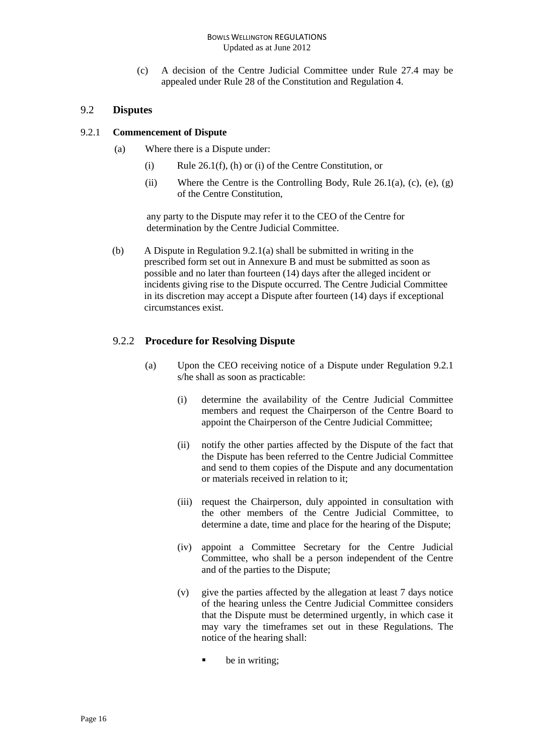(c) A decision of the Centre Judicial Committee under Rule 27.4 may be appealed under Rule 28 of the Constitution and Regulation 4.

## 9.2 Disputes

### 9.2.1 Commencement of Dispute

(a) Where there is a Dispute under:

(i) Rule 26.1(f), (h) or (i) of the Centre Constitution, or

(ii) Where the Centre is the Controlling Body, Rule 26.1(a), (c), (e), (g) of the Centre Constitution,

any party to the Dispute may refer it to the CEO of the Centre for determination by the Centre Judicial Committee.

(b) A Dispute in Regulation 9.2.1(a) shall be submitted in writing in the prescribed form set out in Annexure B and must be submitted as soon as possible and no later than fourteen (14) days after the alleged incident or incidents giving rise to the Dispute occurred. The Centre Judicial Committee in its discretion may accept a Dispute after fourteen (14) days if exceptional circumstances exist.

### 9.2.2 Procedure for Resolving Dispute

(a) Upon the CEO receiving notice of a Dispute under Regulation 9.2.1 s/he shall as soon as practicable:

(i) determine the availability of the Centre Judicial Committee members and request the Chairperson of the Centre Board to appoint the Chairperson of the Centre Judicial Committee;

(ii) notify the other parties affected by the Dispute of the fact that the Dispute has been referred to the Centre Judicial Committee and send to them copies of the Dispute and any documentation or materials received in relation to it;

(iii) request the Chairperson, duly appointed in consultation with the other members of the Centre Judicial Committee, to determine a date, time and place for the hearing of the Dispute;

(iv) appoint a Committee Secretary for the Centre Judicial Committee, who shall be a person independent of the Centre and of the parties to the Dispute;

(v) give the parties affected by the allegation at least 7 days notice of the hearing unless the Centre Judicial Committee considers that the Dispute must be determined urgently, in which case it may vary the timeframes set out in these Regulations. The notice of the hearing shall:

- be in writing;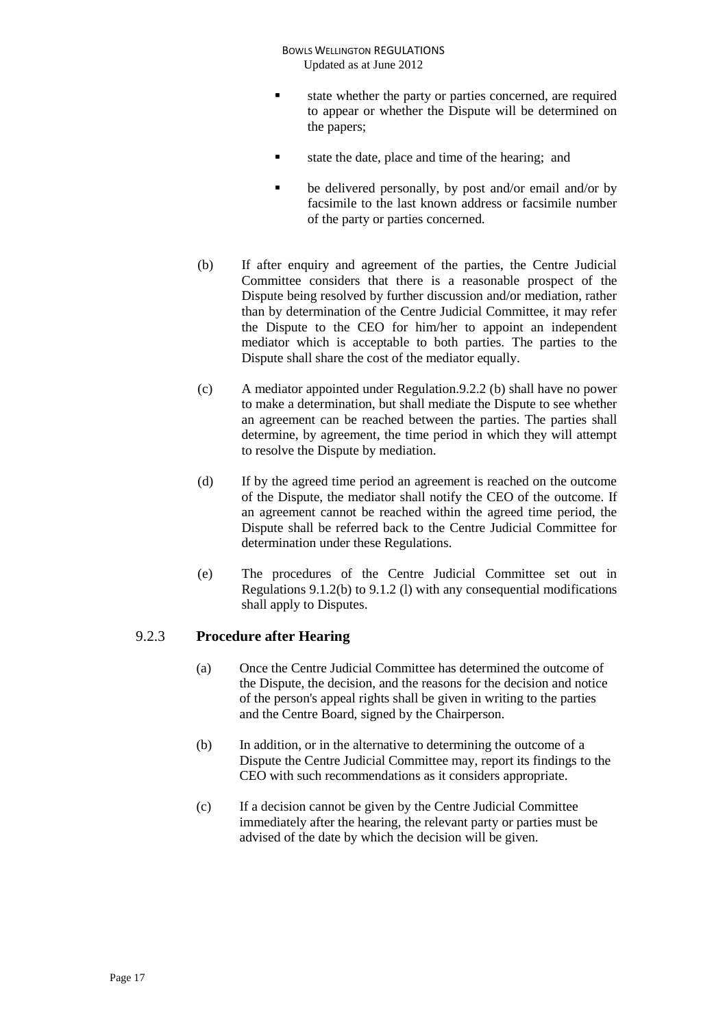- state whether the party or parties concerned, are required to appear or whether the Dispute will be determined on the papers;
- state the date, place and time of the hearing; and
- be delivered personally, by post and/or email and/or by facsimile to the last known address or facsimile number of the party or parties concerned.

(b) If after enquiry and agreement of the parties, the Centre Judicial Committee considers that there is a reasonable prospect of the Dispute being resolved by further discussion and/or mediation, rather than by determination of the Centre Judicial Committee, it may refer the Dispute to the CEO for him/her to appoint an independent mediator which is acceptable to both parties. The parties to the Dispute shall share the cost of the mediator equally.

(c) A mediator appointed under Regulation.9.2.2 (b) shall have no power to make a determination, but shall mediate the Dispute to see whether an agreement can be reached between the parties. The parties shall determine, by agreement, the time period in which they will attempt to resolve the Dispute by mediation.

(d) If by the agreed time period an agreement is reached on the outcome of the Dispute, the mediator shall notify the CEO of the outcome. If an agreement cannot be reached within the agreed time period, the Dispute shall be referred back to the Centre Judicial Committee for determination under these Regulations.

(e) The procedures of the Centre Judicial Committee set out in Regulations 9.1.2(b) to 9.1.2 (l) with any consequential modifications shall apply to Disputes.

### 9.2.3 Procedure after Hearing

(a) Once the Centre Judicial Committee has determined the outcome of the Dispute, the decision, and the reasons for the decision and notice of the person's appeal rights shall be given in writing to the parties and the Centre Board, signed by the Chairperson.

(b) In addition, or in the alternative to determining the outcome of a Dispute the Centre Judicial Committee may, report its findings to the CEO with such recommendations as it considers appropriate.

(c) If a decision cannot be given by the Centre Judicial Committee immediately after the hearing, the relevant party or parties must be advised of the date by which the decision will be given.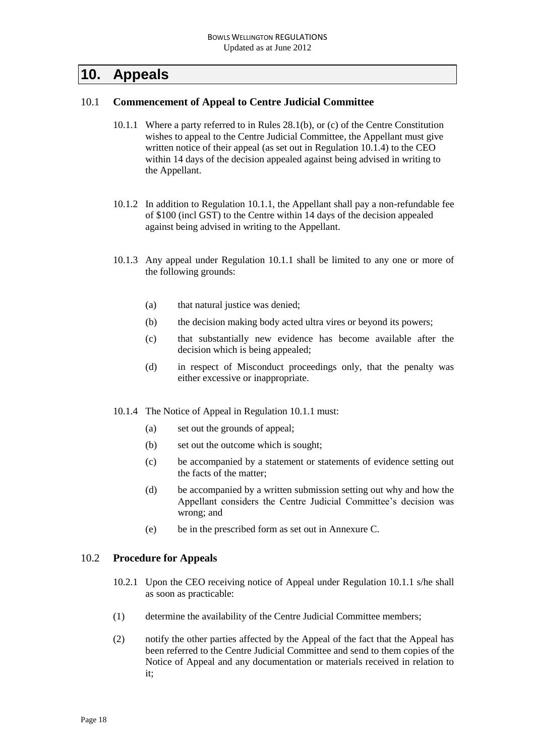# 10. Appeals

## 10.1 Commencement of Appeal to Centre Judicial Committee

10.1.1 Where a party referred to in Rules 28.1(b), or (c) of the Centre Constitution wishes to appeal to the Centre Judicial Committee, the Appellant must give written notice of their appeal (as set out in Regulation 10.1.4) to the CEO within 14 days of the decision appealed against being advised in writing to the Appellant.

10.1.2 In addition to Regulation 10.1.1, the Appellant shall pay a non-refundable fee of $100 (incl GST) to the Centre within 14 days of the decision appealed against being advised in writing to the Appellant.

10.1.3 Any appeal under Regulation 10.1.1 shall be limited to any one or more of the following grounds:

(a) that natural justice was denied;

(b) the decision making body acted ultra vires or beyond its powers;

(c) that substantially new evidence has become available after the decision which is being appealed;

(d) in respect of Misconduct proceedings only, that the penalty was either excessive or inappropriate.

10.1.4 The Notice of Appeal in Regulation 10.1.1 must:

(a) set out the grounds of appeal;

(b) set out the outcome which is sought;

(c) be accompanied by a statement or statements of evidence setting out the facts of the matter;

(d) be accompanied by a written submission setting out why and how the Appellant considers the Centre Judicial Committee's decision was wrong; and

(e) be in the prescribed form as set out in Annexure C.

## 10.2 Procedure for Appeals

10.2.1 Upon the CEO receiving notice of Appeal under Regulation 10.1.1 s/he shall as soon as practicable:

(1) determine the availability of the Centre Judicial Committee members;

(2) notify the other parties affected by the Appeal of the fact that the Appeal has been referred to the Centre Judicial Committee and send to them copies of the Notice of Appeal and any documentation or materials received in relation to it;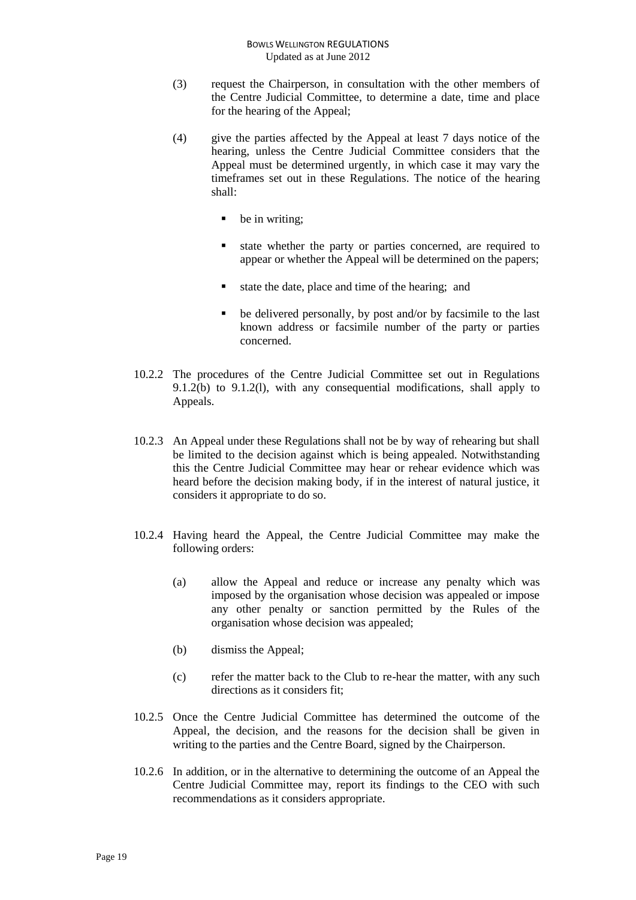(3) request the Chairperson, in consultation with the other members of the Centre Judicial Committee, to determine a date, time and place for the hearing of the Appeal;

(4) give the parties affected by the Appeal at least 7 days notice of the hearing, unless the Centre Judicial Committee considers that the Appeal must be determined urgently, in which case it may vary the timeframes set out in these Regulations. The notice of the hearing shall:

- be in writing;
- state whether the party or parties concerned, are required to appear or whether the Appeal will be determined on the papers;
- state the date, place and time of the hearing; and
- be delivered personally, by post and/or by facsimile to the last known address or facsimile number of the party or parties concerned.

10.2.2 The procedures of the Centre Judicial Committee set out in Regulations 9.1.2(b) to 9.1.2(l), with any consequential modifications, shall apply to Appeals.

10.2.3 An Appeal under these Regulations shall not be by way of rehearing but shall be limited to the decision against which is being appealed. Notwithstanding this the Centre Judicial Committee may hear or rehear evidence which was heard before the decision making body, if in the interest of natural justice, it considers it appropriate to do so.

10.2.4 Having heard the Appeal, the Centre Judicial Committee may make the following orders:

(a) allow the Appeal and reduce or increase any penalty which was imposed by the organisation whose decision was appealed or impose any other penalty or sanction permitted by the Rules of the organisation whose decision was appealed;

(b) dismiss the Appeal;

(c) refer the matter back to the Club to re-hear the matter, with any such directions as it considers fit;

10.2.5 Once the Centre Judicial Committee has determined the outcome of the Appeal, the decision, and the reasons for the decision shall be given in writing to the parties and the Centre Board, signed by the Chairperson.

10.2.6 In addition, or in the alternative to determining the outcome of an Appeal the Centre Judicial Committee may, report its findings to the CEO with such recommendations as it considers appropriate.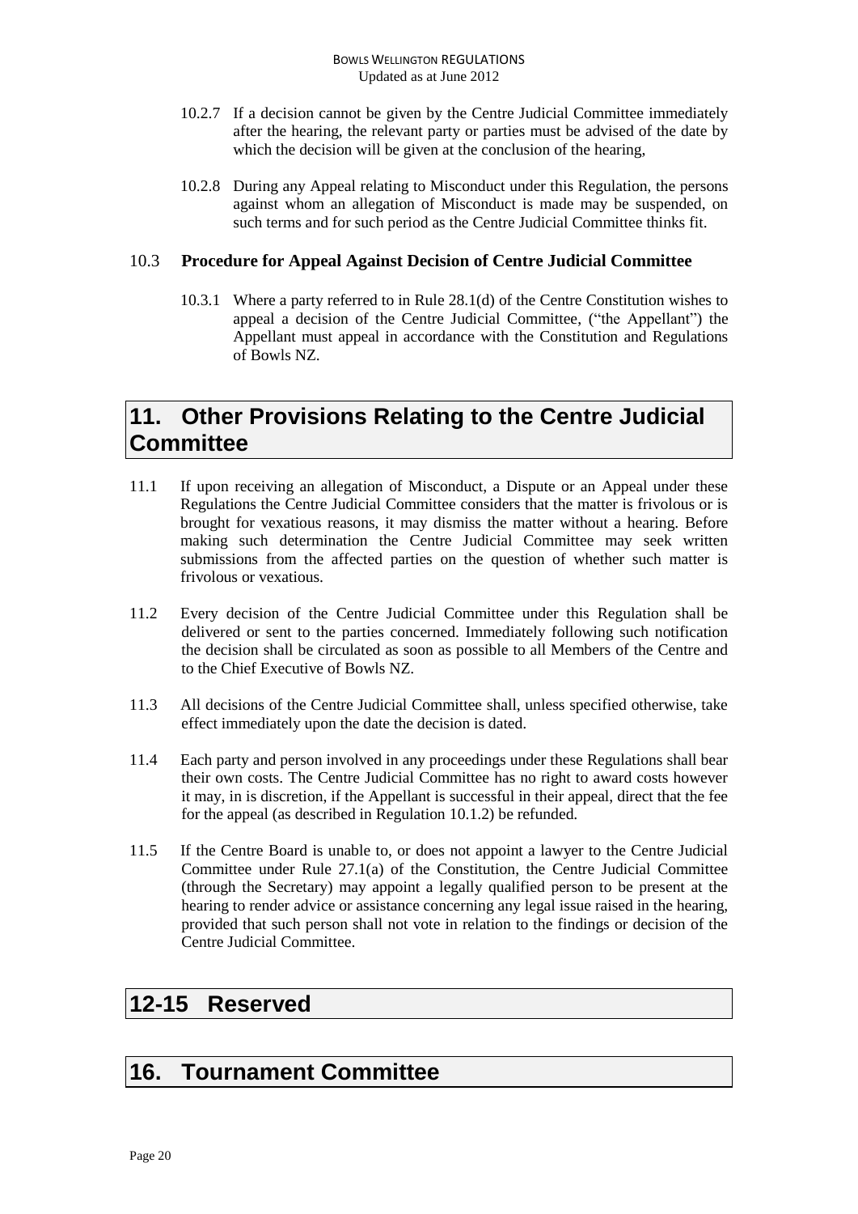10.2.7 If a decision cannot be given by the Centre Judicial Committee immediately after the hearing, the relevant party or parties must be advised of the date by which the decision will be given at the conclusion of the hearing,

10.2.8 During any Appeal relating to Misconduct under this Regulation, the persons against whom an allegation of Misconduct is made may be suspended, on such terms and for such period as the Centre Judicial Committee thinks fit.

### 10.3 Procedure for Appeal Against Decision of Centre Judicial Committee

10.3.1 Where a party referred to in Rule 28.1(d) of the Centre Constitution wishes to appeal a decision of the Centre Judicial Committee, ("the Appellant") the Appellant must appeal in accordance with the Constitution and Regulations of Bowls NZ.

## 11. Other Provisions Relating to the Centre Judicial Committee

11.1 If upon receiving an allegation of Misconduct, a Dispute or an Appeal under these Regulations the Centre Judicial Committee considers that the matter is frivolous or is brought for vexatious reasons, it may dismiss the matter without a hearing. Before making such determination the Centre Judicial Committee may seek written submissions from the affected parties on the question of whether such matter is frivolous or vexatious.

11.2 Every decision of the Centre Judicial Committee under this Regulation shall be delivered or sent to the parties concerned. Immediately following such notification the decision shall be circulated as soon as possible to all Members of the Centre and to the Chief Executive of Bowls NZ.

11.3 All decisions of the Centre Judicial Committee shall, unless specified otherwise, take effect immediately upon the date the decision is dated.

11.4 Each party and person involved in any proceedings under these Regulations shall bear their own costs. The Centre Judicial Committee has no right to award costs however it may, in is discretion, if the Appellant is successful in their appeal, direct that the fee for the appeal (as described in Regulation 10.1.2) be refunded.

11.5 If the Centre Board is unable to, or does not appoint a lawyer to the Centre Judicial Committee under Rule 27.1(a) of the Constitution, the Centre Judicial Committee (through the Secretary) may appoint a legally qualified person to be present at the hearing to render advice or assistance concerning any legal issue raised in the hearing, provided that such person shall not vote in relation to the findings or decision of the Centre Judicial Committee.

## 12-15 Reserved

## 16. Tournament Committee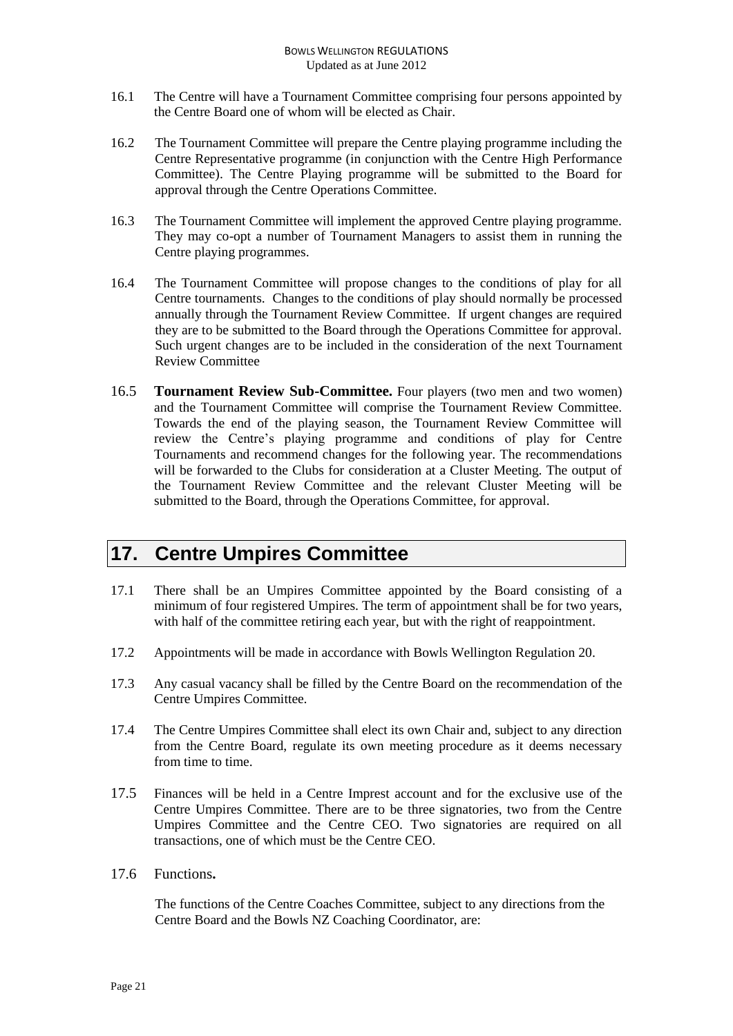16.1 The Centre will have a Tournament Committee comprising four persons appointed by the Centre Board one of whom will be elected as Chair.

16.2 The Tournament Committee will prepare the Centre playing programme including the Centre Representative programme (in conjunction with the Centre High Performance Committee). The Centre Playing programme will be submitted to the Board for approval through the Centre Operations Committee.

16.3 The Tournament Committee will implement the approved Centre playing programme. They may co-opt a number of Tournament Managers to assist them in running the Centre playing programmes.

16.4 The Tournament Committee will propose changes to the conditions of play for all Centre tournaments. Changes to the conditions of play should normally be processed annually through the Tournament Review Committee. If urgent changes are required they are to be submitted to the Board through the Operations Committee for approval. Such urgent changes are to be included in the consideration of the next Tournament Review Committee

16.5 **Tournament Review Sub-Committee.** Four players (two men and two women) and the Tournament Committee will comprise the Tournament Review Committee. Towards the end of the playing season, the Tournament Review Committee will review the Centre's playing programme and conditions of play for Centre Tournaments and recommend changes for the following year. The recommendations will be forwarded to the Clubs for consideration at a Cluster Meeting. The output of the Tournament Review Committee and the relevant Cluster Meeting will be submitted to the Board, through the Operations Committee, for approval.

# 17. Centre Umpires Committee

17.1 There shall be an Umpires Committee appointed by the Board consisting of a minimum of four registered Umpires. The term of appointment shall be for two years, with half of the committee retiring each year, but with the right of reappointment.

17.2 Appointments will be made in accordance with Bowls Wellington Regulation 20.

17.3 Any casual vacancy shall be filled by the Centre Board on the recommendation of the Centre Umpires Committee.

17.4 The Centre Umpires Committee shall elect its own Chair and, subject to any direction from the Centre Board, regulate its own meeting procedure as it deems necessary from time to time.

17.5 Finances will be held in a Centre Imprest account and for the exclusive use of the Centre Umpires Committee. There are to be three signatories, two from the Centre Umpires Committee and the Centre CEO. Two signatories are required on all transactions, one of which must be the Centre CEO.

17.6 Functions**.**

The functions of the Centre Coaches Committee, subject to any directions from the Centre Board and the Bowls NZ Coaching Coordinator, are: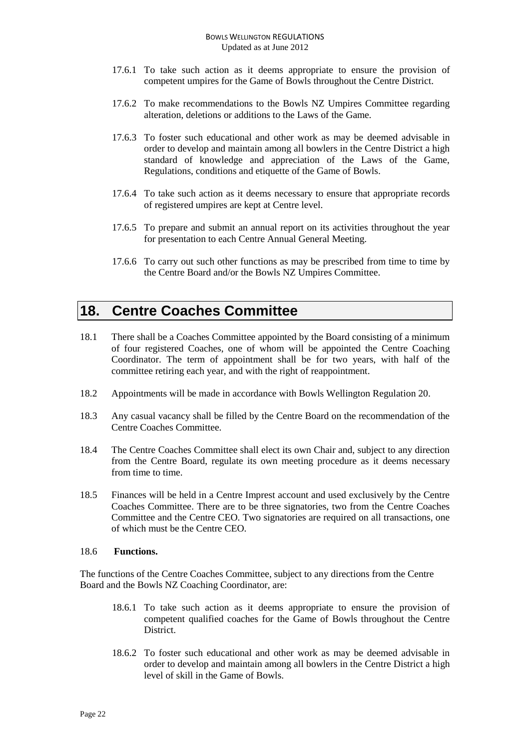17.6.1 To take such action as it deems appropriate to ensure the provision of competent umpires for the Game of Bowls throughout the Centre District.

17.6.2 To make recommendations to the Bowls NZ Umpires Committee regarding alteration, deletions or additions to the Laws of the Game.

17.6.3 To foster such educational and other work as may be deemed advisable in order to develop and maintain among all bowlers in the Centre District a high standard of knowledge and appreciation of the Laws of the Game, Regulations, conditions and etiquette of the Game of Bowls.

17.6.4 To take such action as it deems necessary to ensure that appropriate records of registered umpires are kept at Centre level.

17.6.5 To prepare and submit an annual report on its activities throughout the year for presentation to each Centre Annual General Meeting.

17.6.6 To carry out such other functions as may be prescribed from time to time by the Centre Board and/or the Bowls NZ Umpires Committee.

# 18. Centre Coaches Committee

18.1 There shall be a Coaches Committee appointed by the Board consisting of a minimum of four registered Coaches, one of whom will be appointed the Centre Coaching Coordinator. The term of appointment shall be for two years, with half of the committee retiring each year, and with the right of reappointment.

18.2 Appointments will be made in accordance with Bowls Wellington Regulation 20.

18.3 Any casual vacancy shall be filled by the Centre Board on the recommendation of the Centre Coaches Committee.

18.4 The Centre Coaches Committee shall elect its own Chair and, subject to any direction from the Centre Board, regulate its own meeting procedure as it deems necessary from time to time.

18.5 Finances will be held in a Centre Imprest account and used exclusively by the Centre Coaches Committee. There are to be three signatories, two from the Centre Coaches Committee and the Centre CEO. Two signatories are required on all transactions, one of which must be the Centre CEO.

18.6 **Functions.**

The functions of the Centre Coaches Committee, subject to any directions from the Centre Board and the Bowls NZ Coaching Coordinator, are:

18.6.1 To take such action as it deems appropriate to ensure the provision of competent qualified coaches for the Game of Bowls throughout the Centre District.

18.6.2 To foster such educational and other work as may be deemed advisable in order to develop and maintain among all bowlers in the Centre District a high level of skill in the Game of Bowls.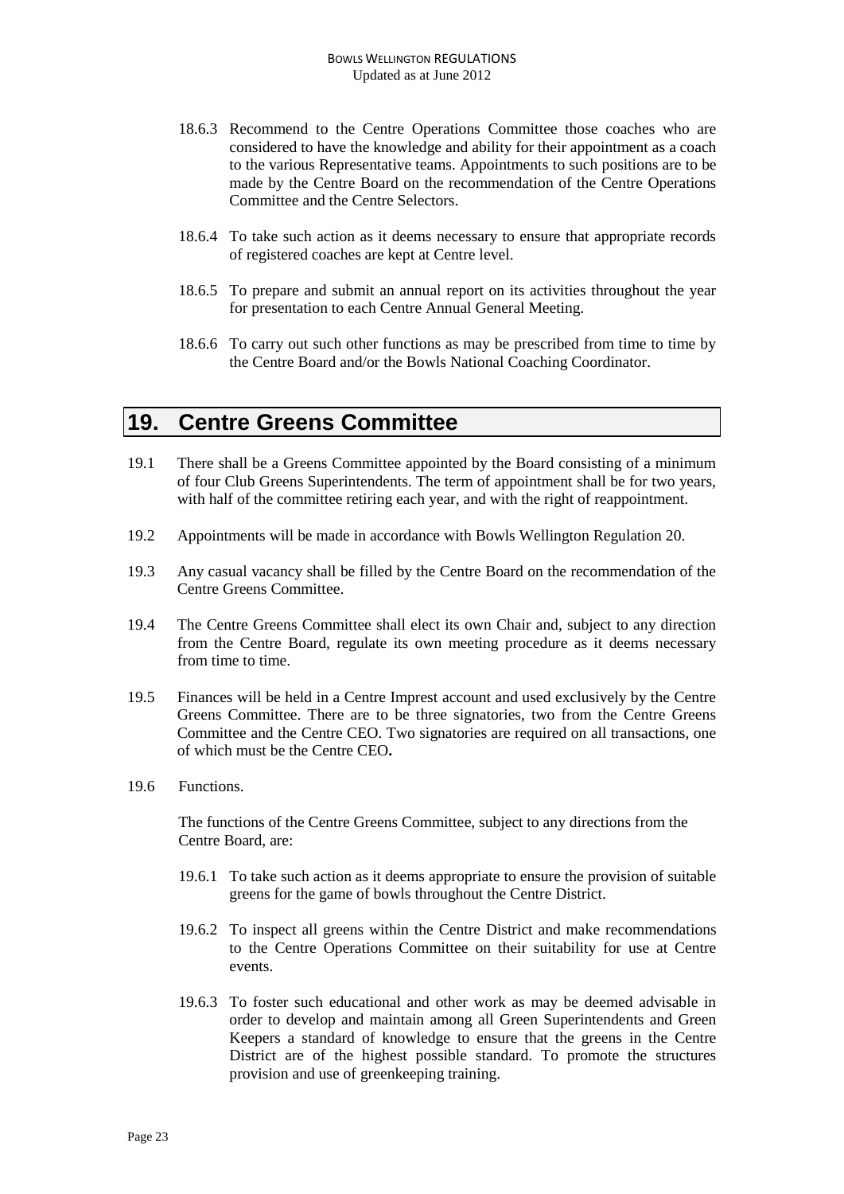18.6.3 Recommend to the Centre Operations Committee those coaches who are considered to have the knowledge and ability for their appointment as a coach to the various Representative teams. Appointments to such positions are to be made by the Centre Board on the recommendation of the Centre Operations Committee and the Centre Selectors.

18.6.4 To take such action as it deems necessary to ensure that appropriate records of registered coaches are kept at Centre level.

18.6.5 To prepare and submit an annual report on its activities throughout the year for presentation to each Centre Annual General Meeting.

18.6.6 To carry out such other functions as may be prescribed from time to time by the Centre Board and/or the Bowls National Coaching Coordinator.

# 19. Centre Greens Committee

19.1 There shall be a Greens Committee appointed by the Board consisting of a minimum of four Club Greens Superintendents. The term of appointment shall be for two years, with half of the committee retiring each year, and with the right of reappointment.

19.2 Appointments will be made in accordance with Bowls Wellington Regulation 20.

19.3 Any casual vacancy shall be filled by the Centre Board on the recommendation of the Centre Greens Committee.

19.4 The Centre Greens Committee shall elect its own Chair and, subject to any direction from the Centre Board, regulate its own meeting procedure as it deems necessary from time to time.

19.5 Finances will be held in a Centre Imprest account and used exclusively by the Centre Greens Committee. There are to be three signatories, two from the Centre Greens Committee and the Centre CEO. Two signatories are required on all transactions, one of which must be the Centre CEO.

19.6 Functions.

The functions of the Centre Greens Committee, subject to any directions from the Centre Board, are:

19.6.1 To take such action as it deems appropriate to ensure the provision of suitable greens for the game of bowls throughout the Centre District.

19.6.2 To inspect all greens within the Centre District and make recommendations to the Centre Operations Committee on their suitability for use at Centre events.

19.6.3 To foster such educational and other work as may be deemed advisable in order to develop and maintain among all Green Superintendents and Green Keepers a standard of knowledge to ensure that the greens in the Centre District are of the highest possible standard. To promote the structures provision and use of greenkeeping training.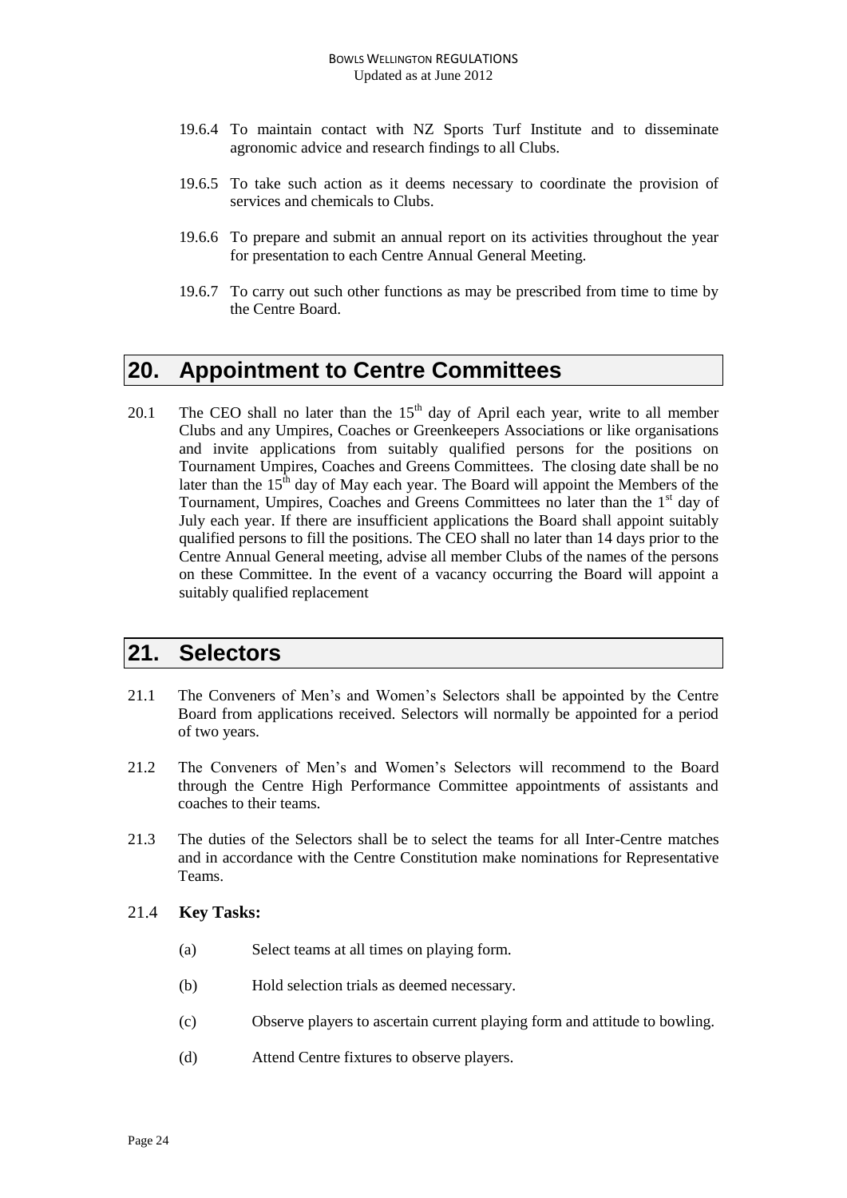19.6.4 To maintain contact with NZ Sports Turf Institute and to disseminate agronomic advice and research findings to all Clubs.

19.6.5 To take such action as it deems necessary to coordinate the provision of services and chemicals to Clubs.

19.6.6 To prepare and submit an annual report on its activities throughout the year for presentation to each Centre Annual General Meeting.

19.6.7 To carry out such other functions as may be prescribed from time to time by the Centre Board.

# 20. Appointment to Centre Committees

20.1 The CEO shall no later than the 15th day of April each year, write to all member Clubs and any Umpires, Coaches or Greenkeepers Associations or like organisations and invite applications from suitably qualified persons for the positions on Tournament Umpires, Coaches and Greens Committees. The closing date shall be no later than the 15th day of May each year. The Board will appoint the Members of the Tournament, Umpires, Coaches and Greens Committees no later than the 1st day of July each year. If there are insufficient applications the Board shall appoint suitably qualified persons to fill the positions. The CEO shall no later than 14 days prior to the Centre Annual General meeting, advise all member Clubs of the names of the persons on these Committee. In the event of a vacancy occurring the Board will appoint a suitably qualified replacement

# 21. Selectors

21.1 The Conveners of Men's and Women's Selectors shall be appointed by the Centre Board from applications received. Selectors will normally be appointed for a period of two years.

21.2 The Conveners of Men's and Women's Selectors will recommend to the Board through the Centre High Performance Committee appointments of assistants and coaches to their teams.

21.3 The duties of the Selectors shall be to select the teams for all Inter-Centre matches and in accordance with the Centre Constitution make nominations for Representative Teams.

21.4 **Key Tasks:**

(a) Select teams at all times on playing form.

(b) Hold selection trials as deemed necessary.

(c) Observe players to ascertain current playing form and attitude to bowling.

(d) Attend Centre fixtures to observe players.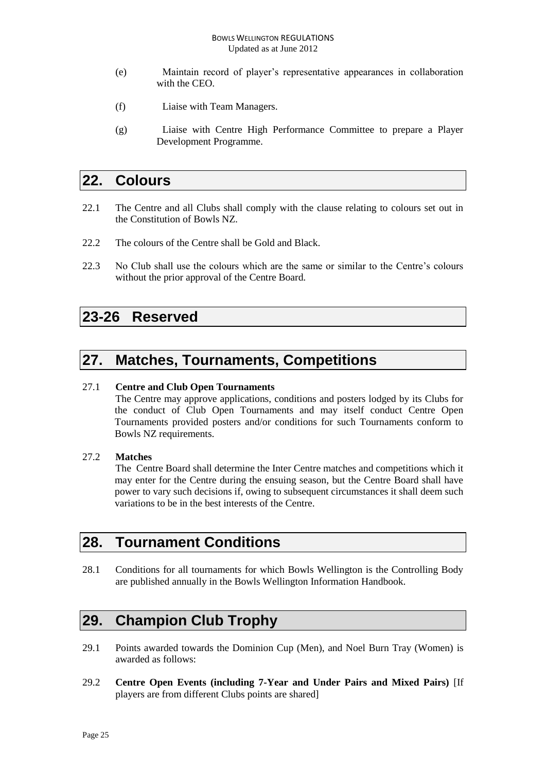(e) Maintain record of player's representative appearances in collaboration with the CEO.

(f) Liaise with Team Managers.

(g) Liaise with Centre High Performance Committee to prepare a Player Development Programme.

## 22. Colours

22.1 The Centre and all Clubs shall comply with the clause relating to colours set out in the Constitution of Bowls NZ.

22.2 The colours of the Centre shall be Gold and Black.

22.3 No Club shall use the colours which are the same or similar to the Centre's colours without the prior approval of the Centre Board.

## 23-26 Reserved

## 27. Matches, Tournaments, Competitions

27.1 **Centre and Club Open Tournaments**
The Centre may approve applications, conditions and posters lodged by its Clubs for the conduct of Club Open Tournaments and may itself conduct Centre Open Tournaments provided posters and/or conditions for such Tournaments conform to Bowls NZ requirements.

27.2 **Matches**
The Centre Board shall determine the Inter Centre matches and competitions which it may enter for the Centre during the ensuing season, but the Centre Board shall have power to vary such decisions if, owing to subsequent circumstances it shall deem such variations to be in the best interests of the Centre.

## 28. Tournament Conditions

28.1 Conditions for all tournaments for which Bowls Wellington is the Controlling Body are published annually in the Bowls Wellington Information Handbook.

## 29. Champion Club Trophy

29.1 Points awarded towards the Dominion Cup (Men), and Noel Burn Tray (Women) is awarded as follows:

29.2 **Centre Open Events (including 7-Year and Under Pairs and Mixed Pairs)** [If players are from different Clubs points are shared]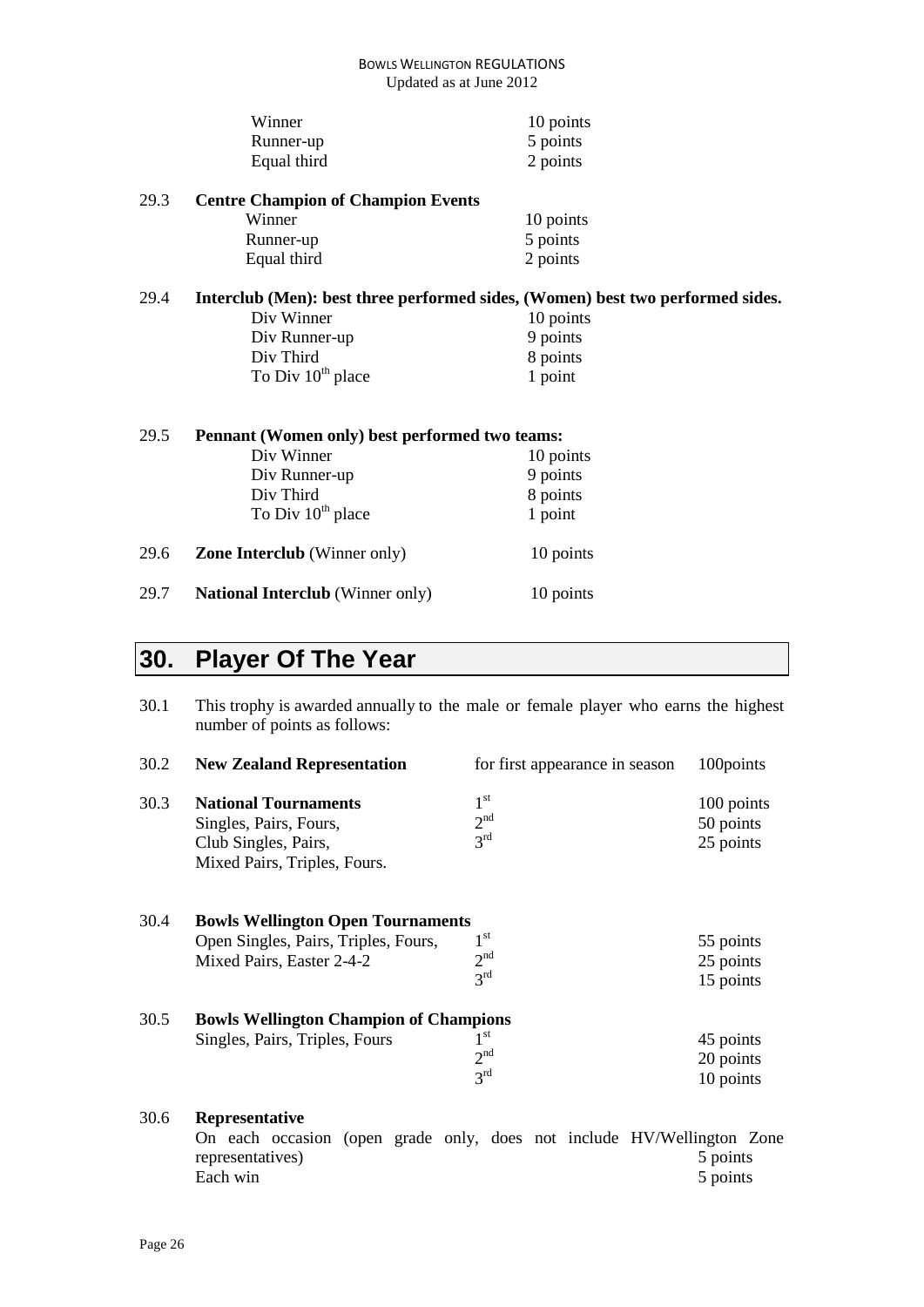| | |
|---|---|
| Winner | 10 points |
| Runner-up | 5 points |
| Equal third | 2 points |

29.3 **Centre Champion of Champion Events**

| | |
|---|---|
| Winner | 10 points |
| Runner-up | 5 points |
| Equal third | 2 points |

29.4 **Interclub (Men): best three performed sides, (Women) best two performed sides.**

| | |
|---|---|
| Div Winner | 10 points |
| Div Runner-up | 9 points |
| Div Third | 8 points |
| To Div 10th place | 1 point |

29.5 **Pennant (Women only) best performed two teams:**

| | |
|---|---|
| Div Winner | 10 points |
| Div Runner-up | 9 points |
| Div Third | 8 points |
| To Div 10th place | 1 point |

29.6 **Zone Interclub** (Winner only) 10 points

29.7 **National Interclub** (Winner only) 10 points

# 30. Player Of The Year

30.1 This trophy is awarded annually to the male or female player who earns the highest number of points as follows:

30.2 **New Zealand Representation** for first appearance in season 100points

30.3 **National Tournaments**

Singles, Pairs, Fours, Club Singles, Pairs, Mixed Pairs, Triples, Fours.

| | |
|---|---|
| 1st | 100 points |
| 2nd | 50 points |
| 3rd | 25 points |

30.4 **Bowls Wellington Open Tournaments**

Open Singles, Pairs, Triples, Fours, Mixed Pairs, Easter 2-4-2

| | |
|---|---|
| 1st | 55 points |
| 2nd | 25 points |
| 3rd | 15 points |

30.5 **Bowls Wellington Champion of Champions**

Singles, Pairs, Triples, Fours

| | |
|---|---|
| 1st | 45 points |
| 2nd | 20 points |
| 3rd | 10 points |

30.6 **Representative**

On each occasion (open grade only, does not include HV/Wellington Zone representatives) 5 points

Each win 5 points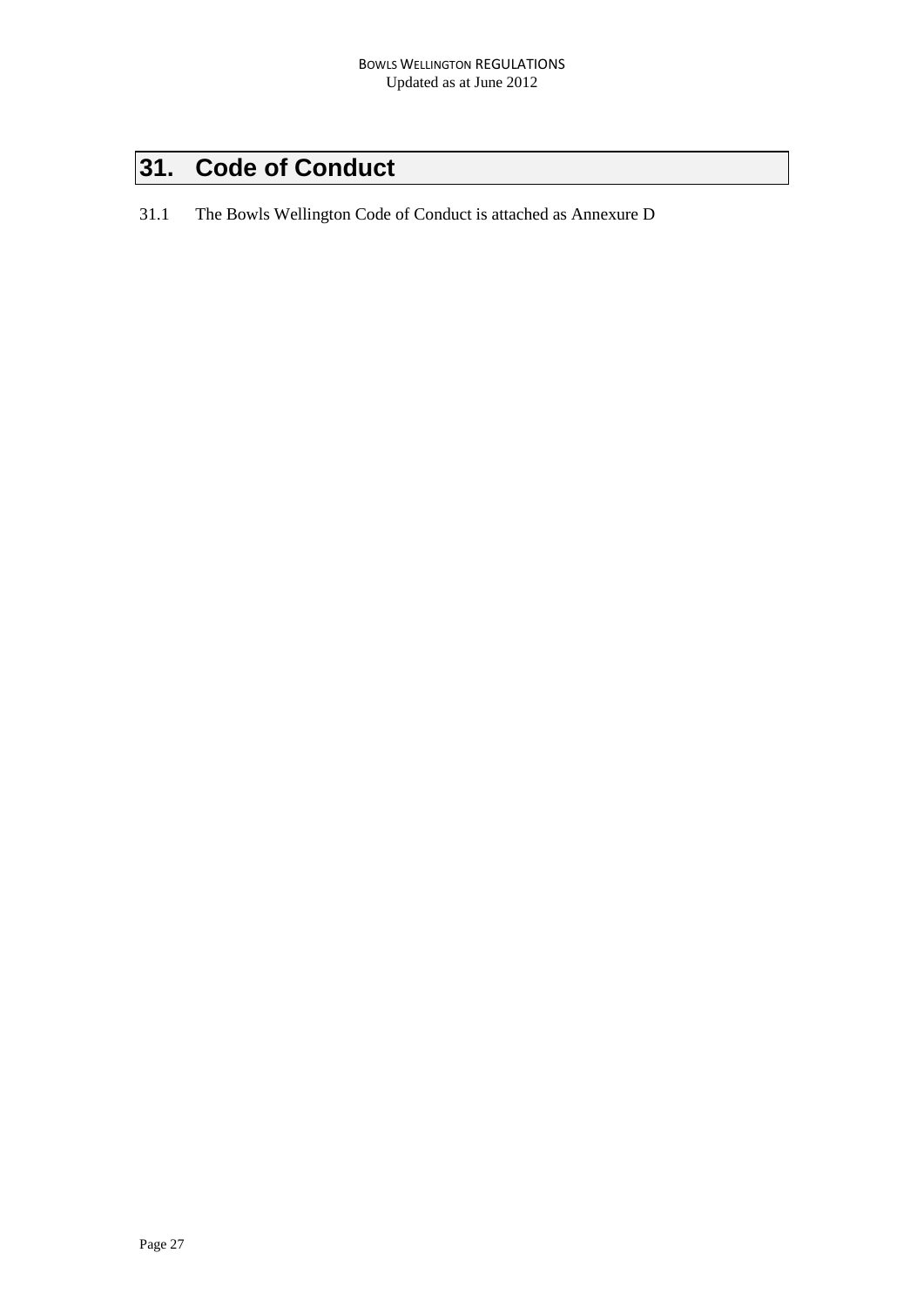# 31. Code of Conduct

31.1 The Bowls Wellington Code of Conduct is attached as Annexure D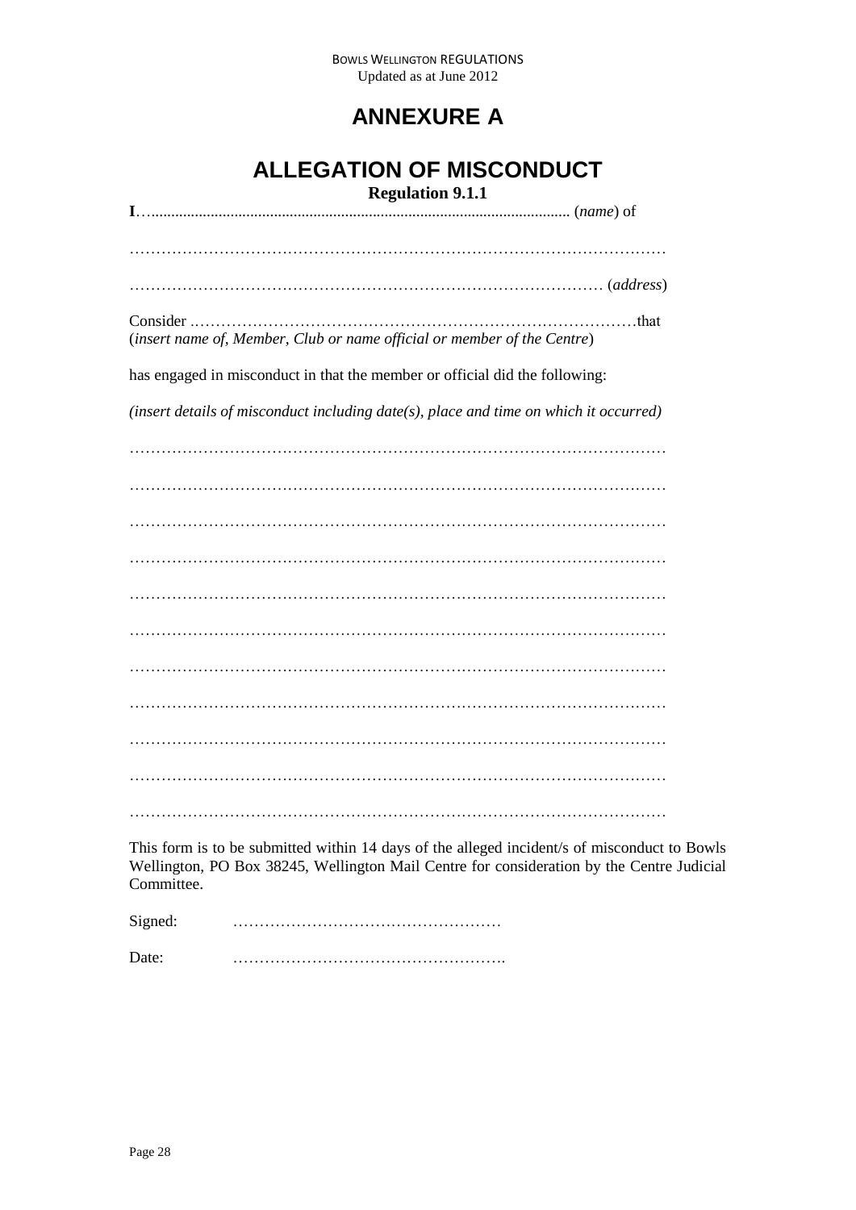# ANNEXURE A

## ALLEGATION OF MISCONDUCT

**Regulation 9.1.1**

**I**……........................................................................................................... (*name*) of

…………………………………………………………………………………………

…………………………………………………………………………… (*address*)

Consider .…………………………………………………………………………that
(*insert name of, Member, Club or name official or member of the Centre*)

has engaged in misconduct in that the member or official did the following:

*(insert details of misconduct including date(s), place and time on which it occurred)*

…………………………………………………………………………………………

…………………………………………………………………………………………

…………………………………………………………………………………………

…………………………………………………………………………………………

…………………………………………………………………………………………

…………………………………………………………………………………………

…………………………………………………………………………………………

…………………………………………………………………………………………

…………………………………………………………………………………………

…………………………………………………………………………………………

…………………………………………………………………………………………

This form is to be submitted within 14 days of the alleged incident/s of misconduct to Bowls Wellington, PO Box 38245, Wellington Mail Centre for consideration by the Centre Judicial Committee.

Signed: ……………………………………………

Date: …………………………………………….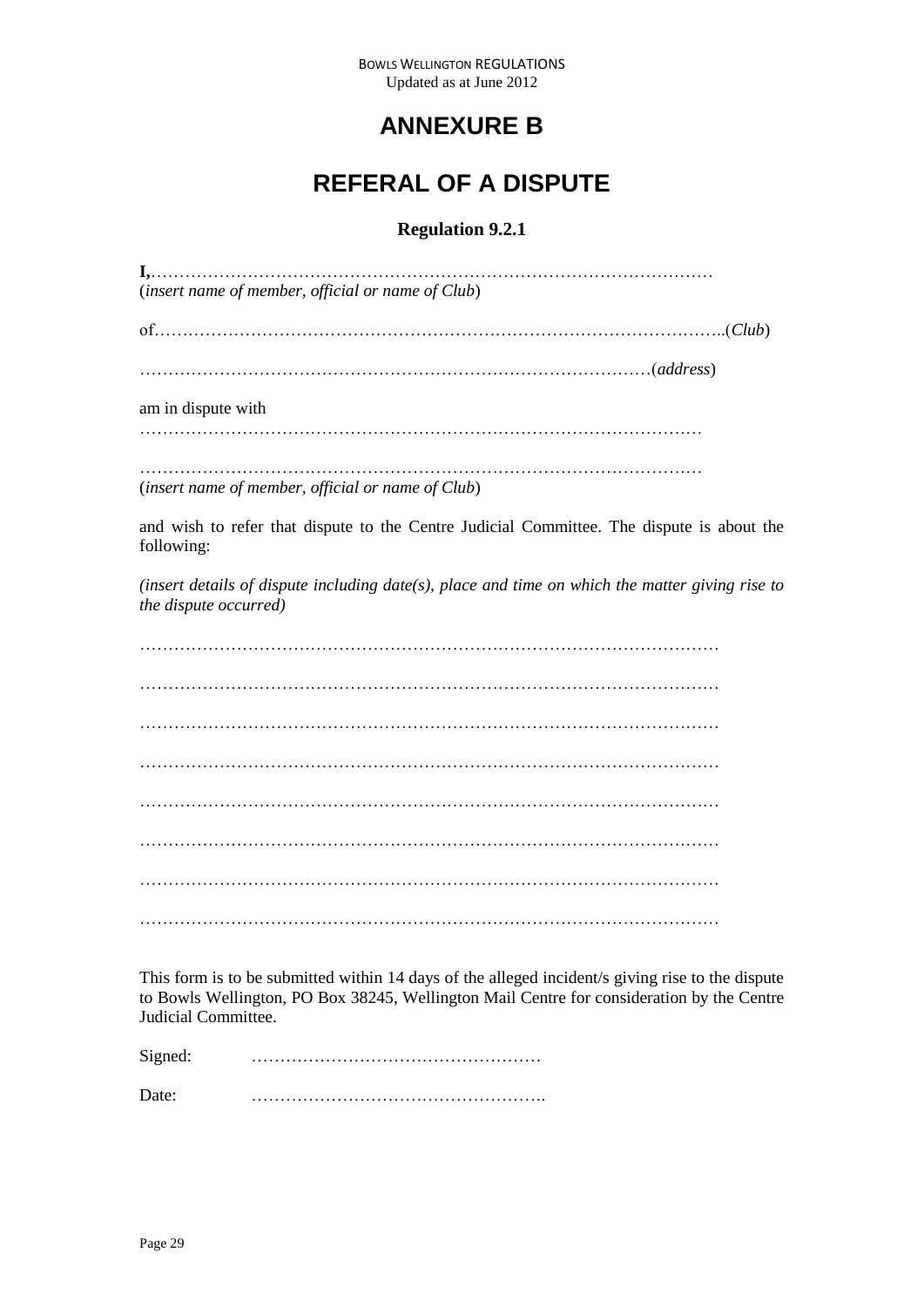# ANNEXURE B

# REFERAL OF A DISPUTE

**Regulation 9.2.1**

**I,**…………………………………………………………………………………………
(*insert name of member, official or name of Club*)

of……………………………………………………………………………………..(*Club*)

…………………………………………………………………………………(*address*)

am in dispute with
…………………………………………………………………………………………

…………………………………………………………………………………………
(*insert name of member, official or name of Club*)

and wish to refer that dispute to the Centre Judicial Committee. The dispute is about the following:

*(insert details of dispute including date(s), place and time on which the matter giving rise to the dispute occurred)*

…………………………………………………………………………………………

…………………………………………………………………………………………

…………………………………………………………………………………………

…………………………………………………………………………………………

…………………………………………………………………………………………

…………………………………………………………………………………………

…………………………………………………………………………………………

…………………………………………………………………………………………

This form is to be submitted within 14 days of the alleged incident/s giving rise to the dispute to Bowls Wellington, PO Box 38245, Wellington Mail Centre for consideration by the Centre Judicial Committee.

Signed: ……………………………………………

Date: …………………………………………….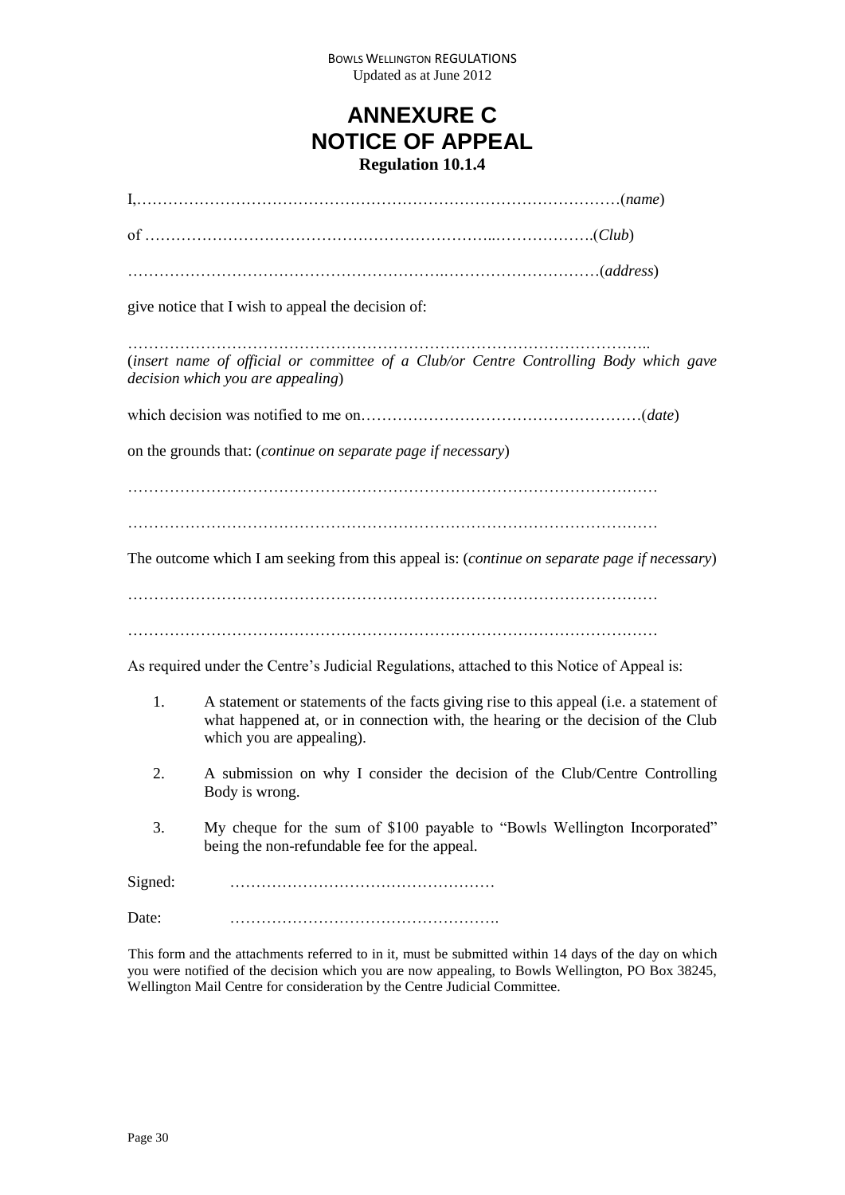# ANNEXURE C
# NOTICE OF APPEAL
**Regulation 10.1.4**

I,……………………………………………………………………………………(*name*)

of …………………………………………………………..……………….(*Club*)

……………………………………………….…………………………(*address*)

give notice that I wish to appeal the decision of:

…………………………………………………………………………………………..
(*insert name of official or committee of a Club/or Centre Controlling Body which gave decision which you are appealing*)

which decision was notified to me on………………………………………………(*date*)

on the grounds that: (*continue on separate page if necessary*)

……………………………………………………………………………………………

……………………………………………………………………………………………

The outcome which I am seeking from this appeal is: (*continue on separate page if necessary*)

……………………………………………………………………………………………

……………………………………………………………………………………………

As required under the Centre's Judicial Regulations, attached to this Notice of Appeal is:

1. A statement or statements of the facts giving rise to this appeal (i.e. a statement of what happened at, or in connection with, the hearing or the decision of the Club which you are appealing).
2. A submission on why I consider the decision of the Club/Centre Controlling Body is wrong.
3. My cheque for the sum of $100 payable to "Bowls Wellington Incorporated" being the non-refundable fee for the appeal.

Signed: ……………………………………………

Date: …………………………………………….

This form and the attachments referred to in it, must be submitted within 14 days of the day on which you were notified of the decision which you are now appealing, to Bowls Wellington, PO Box 38245, Wellington Mail Centre for consideration by the Centre Judicial Committee.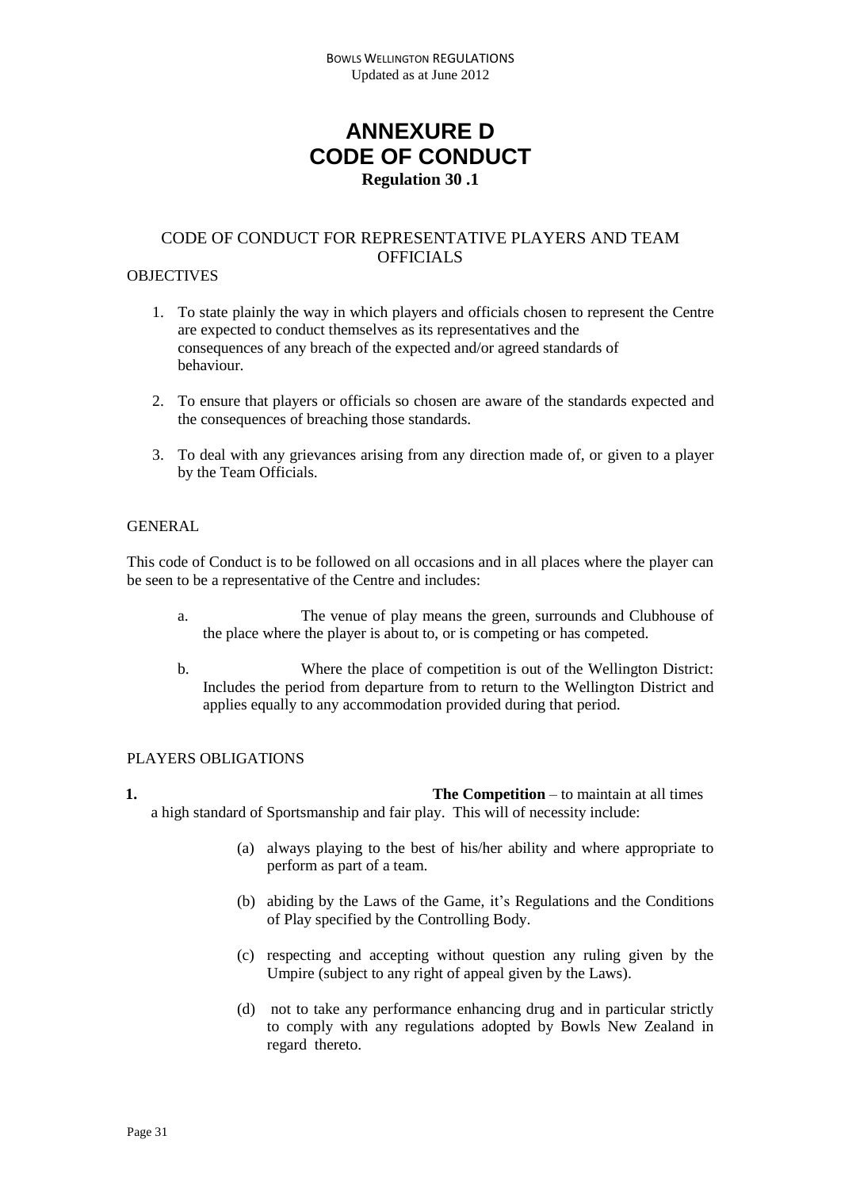# ANNEXURE D
# CODE OF CONDUCT
**Regulation 30 .1**

## CODE OF CONDUCT FOR REPRESENTATIVE PLAYERS AND TEAM OFFICIALS

OBJECTIVES

1. To state plainly the way in which players and officials chosen to represent the Centre are expected to conduct themselves as its representatives and the consequences of any breach of the expected and/or agreed standards of behaviour.

2. To ensure that players or officials so chosen are aware of the standards expected and the consequences of breaching those standards.

3. To deal with any grievances arising from any direction made of, or given to a player by the Team Officials.

GENERAL

This code of Conduct is to be followed on all occasions and in all places where the player can be seen to be a representative of the Centre and includes:

a. The venue of play means the green, surrounds and Clubhouse of the place where the player is about to, or is competing or has competed.

b. Where the place of competition is out of the Wellington District: Includes the period from departure from to return to the Wellington District and applies equally to any accommodation provided during that period.

PLAYERS OBLIGATIONS

**1.** **The Competition** – to maintain at all times a high standard of Sportsmanship and fair play. This will of necessity include:

(a) always playing to the best of his/her ability and where appropriate to perform as part of a team.

(b) abiding by the Laws of the Game, it's Regulations and the Conditions of Play specified by the Controlling Body.

(c) respecting and accepting without question any ruling given by the Umpire (subject to any right of appeal given by the Laws).

(d) not to take any performance enhancing drug and in particular strictly to comply with any regulations adopted by Bowls New Zealand in regard thereto.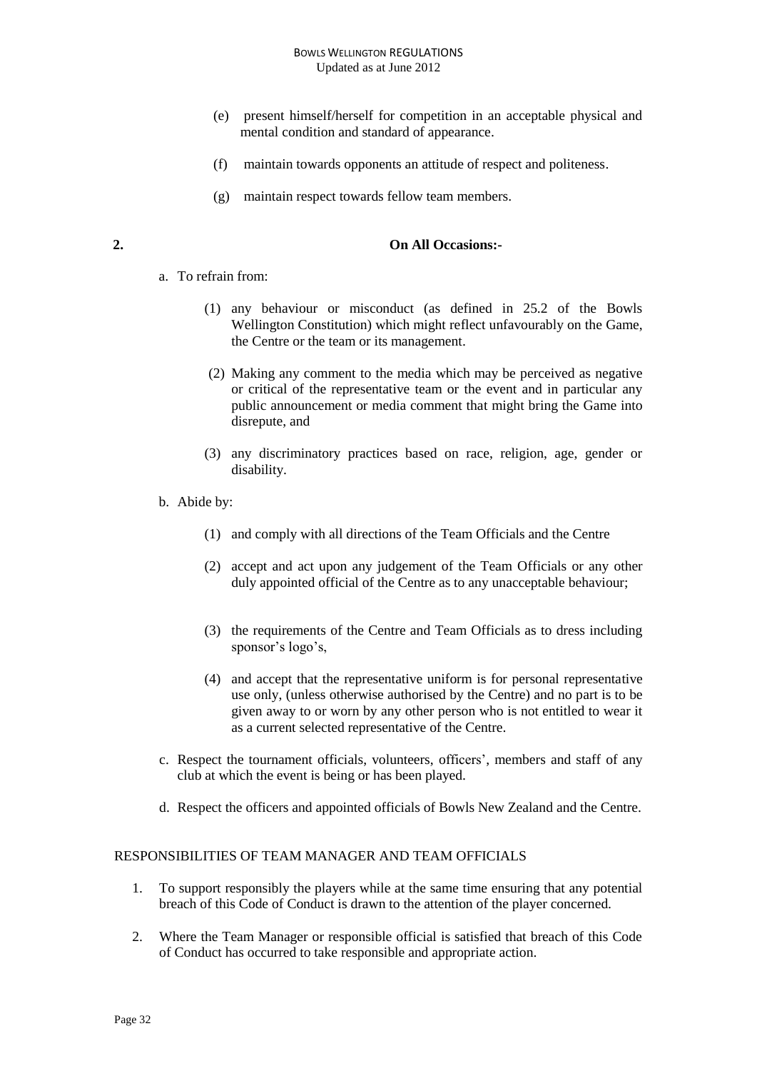(e) present himself/herself for competition in an acceptable physical and mental condition and standard of appearance.

(f) maintain towards opponents an attitude of respect and politeness.

(g) maintain respect towards fellow team members.

**2. On All Occasions:-**

a. To refrain from:

(1) any behaviour or misconduct (as defined in 25.2 of the Bowls Wellington Constitution) which might reflect unfavourably on the Game, the Centre or the team or its management.

(2) Making any comment to the media which may be perceived as negative or critical of the representative team or the event and in particular any public announcement or media comment that might bring the Game into disrepute, and

(3) any discriminatory practices based on race, religion, age, gender or disability.

b. Abide by:

(1) and comply with all directions of the Team Officials and the Centre

(2) accept and act upon any judgement of the Team Officials or any other duly appointed official of the Centre as to any unacceptable behaviour;

(3) the requirements of the Centre and Team Officials as to dress including sponsor's logo's,

(4) and accept that the representative uniform is for personal representative use only, (unless otherwise authorised by the Centre) and no part is to be given away to or worn by any other person who is not entitled to wear it as a current selected representative of the Centre.

c. Respect the tournament officials, volunteers, officers', members and staff of any club at which the event is being or has been played.

d. Respect the officers and appointed officials of Bowls New Zealand and the Centre.

RESPONSIBILITIES OF TEAM MANAGER AND TEAM OFFICIALS

1. To support responsibly the players while at the same time ensuring that any potential breach of this Code of Conduct is drawn to the attention of the player concerned.

2. Where the Team Manager or responsible official is satisfied that breach of this Code of Conduct has occurred to take responsible and appropriate action.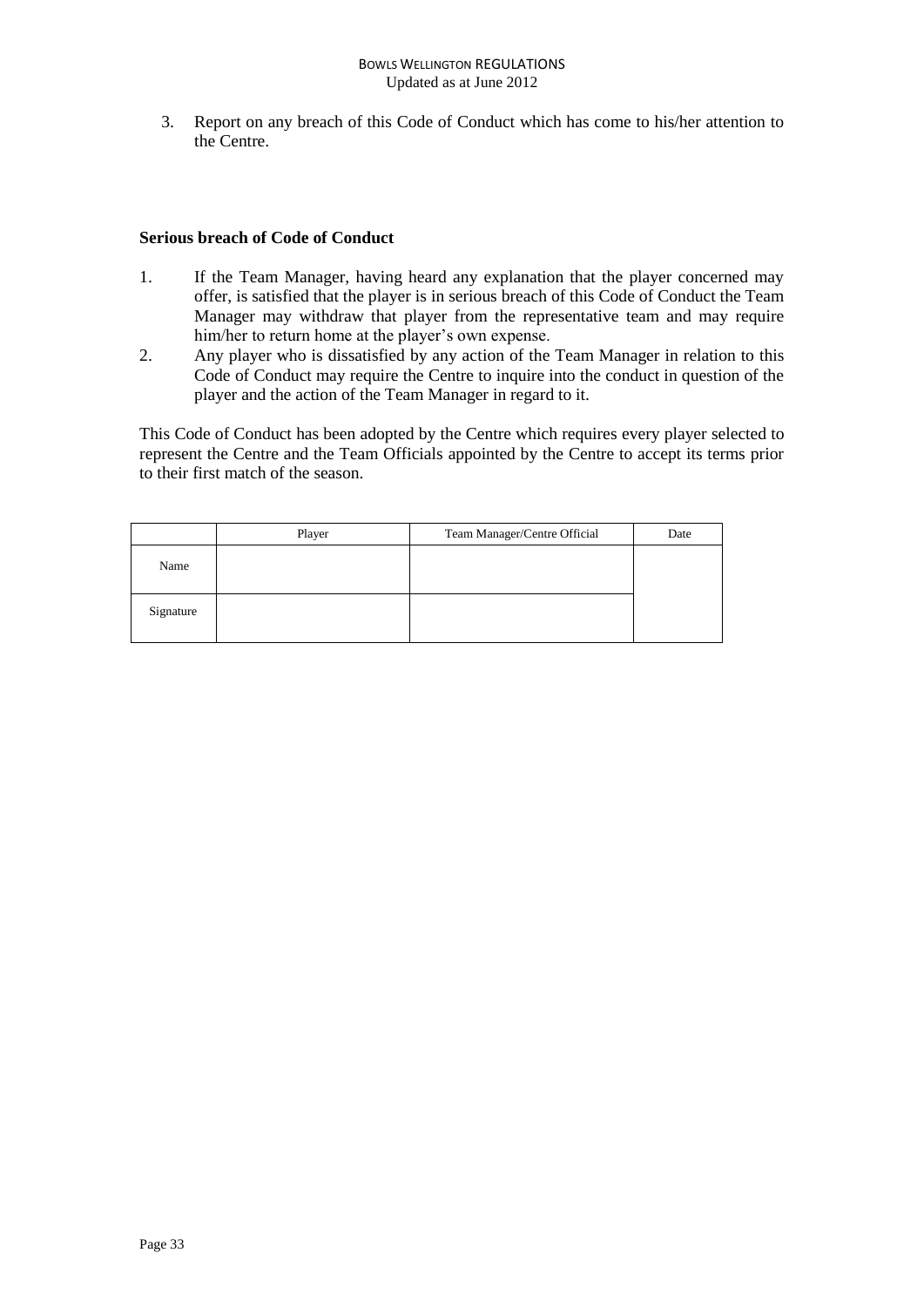3. Report on any breach of this Code of Conduct which has come to his/her attention to the Centre.

**Serious breach of Code of Conduct**

1. If the Team Manager, having heard any explanation that the player concerned may offer, is satisfied that the player is in serious breach of this Code of Conduct the Team Manager may withdraw that player from the representative team and may require him/her to return home at the player's own expense.
2. Any player who is dissatisfied by any action of the Team Manager in relation to this Code of Conduct may require the Centre to inquire into the conduct in question of the player and the action of the Team Manager in regard to it.

This Code of Conduct has been adopted by the Centre which requires every player selected to represent the Centre and the Team Officials appointed by the Centre to accept its terms prior to their first match of the season.

| | Player | Team Manager/Centre Official | Date |
|---|---|---|---|
| Name | | | |
| Signature | | | |